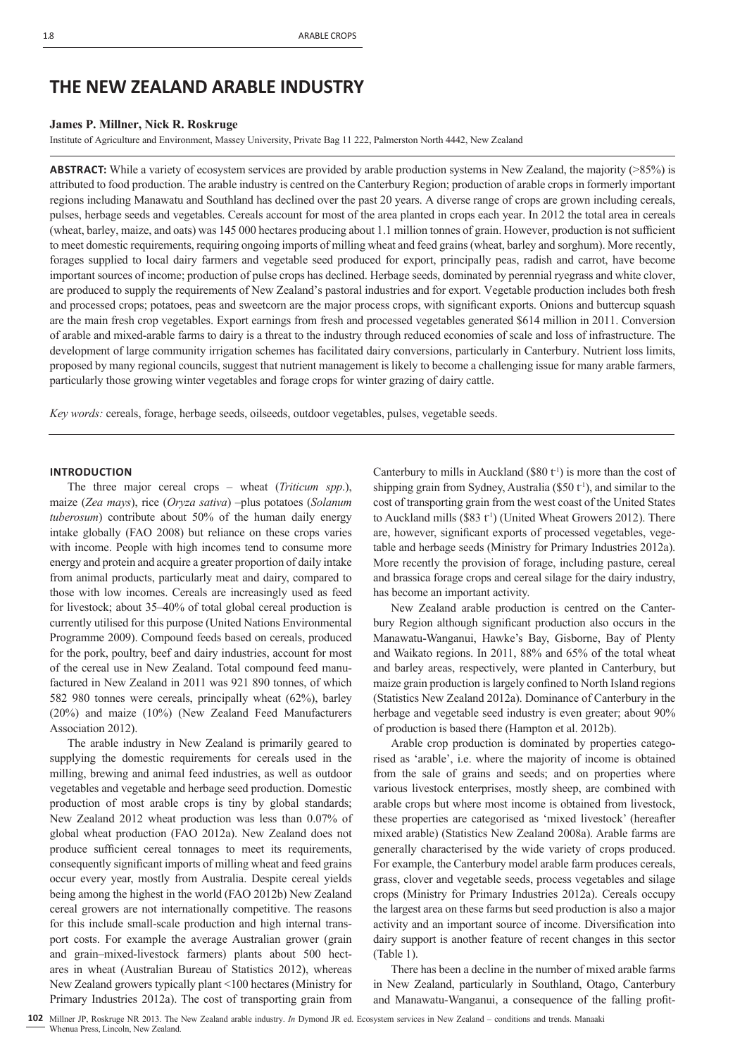# THE NEW ZEALAND ARABLE INDUSTRY

**James P. Millner, Nick R. Roskruge**

Institute of Agriculture and Environment, Massey University, Private Bag 11 222, Palmerston North 4442, New Zealand

**ABSTRACT:** While a variety of ecosystem services are provided by arable production systems in New Zealand, the majority (>85%) is attributed to food production. The arable industry is centred on the Canterbury Region; production of arable crops in formerly important regions including Manawatu and Southland has declined over the past 20 years. A diverse range of crops are grown including cereals, pulses, herbage seeds and vegetables. Cereals account for most of the area planted in crops each year. In 2012 the total area in cereals (wheat, barley, maize, and oats) was 145 000 hectares producing about 1.1 million tonnes of grain. However, production is not sufficient to meet domestic requirements, requiring ongoing imports of milling wheat and feed grains (wheat, barley and sorghum). More recently, forages supplied to local dairy farmers and vegetable seed produced for export, principally peas, radish and carrot, have become important sources of income; production of pulse crops has declined. Herbage seeds, dominated by perennial ryegrass and white clover, are produced to supply the requirements of New Zealand's pastoral industries and for export. Vegetable production includes both fresh and processed crops; potatoes, peas and sweetcorn are the major process crops, with significant exports. Onions and buttercup squash are the main fresh crop vegetables. Export earnings from fresh and processed vegetables generated $614 million in 2011. Conversion of arable and mixed-arable farms to dairy is a threat to the industry through reduced economies of scale and loss of infrastructure. The development of large community irrigation schemes has facilitated dairy conversions, particularly in Canterbury. Nutrient loss limits, proposed by many regional councils, suggest that nutrient management is likely to become a challenging issue for many arable farmers, particularly those growing winter vegetables and forage crops for winter grazing of dairy cattle.

*Key words:* cereals, forage, herbage seeds, oilseeds, outdoor vegetables, pulses, vegetable seeds.

## INTRODUCTION

The three major cereal crops – wheat (*Triticum spp*.), maize (*Zea mays*), rice (*Oryza sativa*) –plus potatoes (*Solanum tuberosum*) contribute about 50% of the human daily energy intake globally (FAO 2008) but reliance on these crops varies with income. People with high incomes tend to consume more energy and protein and acquire a greater proportion of daily intake from animal products, particularly meat and dairy, compared to those with low incomes. Cereals are increasingly used as feed for livestock; about 35–40% of total global cereal production is currently utilised for this purpose (United Nations Environmental Programme 2009). Compound feeds based on cereals, produced for the pork, poultry, beef and dairy industries, account for most of the cereal use in New Zealand. Total compound feed manufactured in New Zealand in 2011 was 921 890 tonnes, of which 582 980 tonnes were cereals, principally wheat (62%), barley (20%) and maize (10%) (New Zealand Feed Manufacturers Association 2012).

The arable industry in New Zealand is primarily geared to supplying the domestic requirements for cereals used in the milling, brewing and animal feed industries, as well as outdoor vegetables and vegetable and herbage seed production. Domestic production of most arable crops is tiny by global standards; New Zealand 2012 wheat production was less than 0.07% of global wheat production (FAO 2012a). New Zealand does not produce sufficient cereal tonnages to meet its requirements, consequently significant imports of milling wheat and feed grains occur every year, mostly from Australia. Despite cereal yields being among the highest in the world (FAO 2012b) New Zealand cereal growers are not internationally competitive. The reasons for this include small-scale production and high internal transport costs. For example the average Australian grower (grain and grain–mixed-livestock farmers) plants about 500 hectares in wheat (Australian Bureau of Statistics 2012), whereas New Zealand growers typically plant <100 hectares (Ministry for Primary Industries 2012a). The cost of transporting grain from Canterbury to mills in Auckland ($80 $t^{-1}$) is more than the cost of shipping grain from Sydney, Australia ($50 $t^{-1}$), and similar to the cost of transporting grain from the west coast of the United States to Auckland mills ($83 $t^{-1}$) (United Wheat Growers 2012). There are, however, significant exports of processed vegetables, vegetable and herbage seeds (Ministry for Primary Industries 2012a). More recently the provision of forage, including pasture, cereal and brassica forage crops and cereal silage for the dairy industry, has become an important activity.

New Zealand arable production is centred on the Canterbury Region although significant production also occurs in the Manawatu-Wanganui, Hawke's Bay, Gisborne, Bay of Plenty and Waikato regions. In 2011, 88% and 65% of the total wheat and barley areas, respectively, were planted in Canterbury, but maize grain production is largely confined to North Island regions (Statistics New Zealand 2012a). Dominance of Canterbury in the herbage and vegetable seed industry is even greater; about 90% of production is based there (Hampton et al. 2012b).

Arable crop production is dominated by properties categorised as 'arable', i.e. where the majority of income is obtained from the sale of grains and seeds; and on properties where various livestock enterprises, mostly sheep, are combined with arable crops but where most income is obtained from livestock, these properties are categorised as 'mixed livestock' (hereafter mixed arable) (Statistics New Zealand 2008a). Arable farms are generally characterised by the wide variety of crops produced. For example, the Canterbury model arable farm produces cereals, grass, clover and vegetable seeds, process vegetables and silage crops (Ministry for Primary Industries 2012a). Cereals occupy the largest area on these farms but seed production is also a major activity and an important source of income. Diversification into dairy support is another feature of recent changes in this sector (Table 1).

There has been a decline in the number of mixed arable farms in New Zealand, particularly in Southland, Otago, Canterbury and Manawatu-Wanganui, a consequence of the falling profit-

Millner JP, Roskruge NR 2013. The New Zealand arable industry. *In* Dymond JR ed. Ecosystem services in New Zealand – conditions and trends. Manaaki Whenua Press, Lincoln, New Zealand.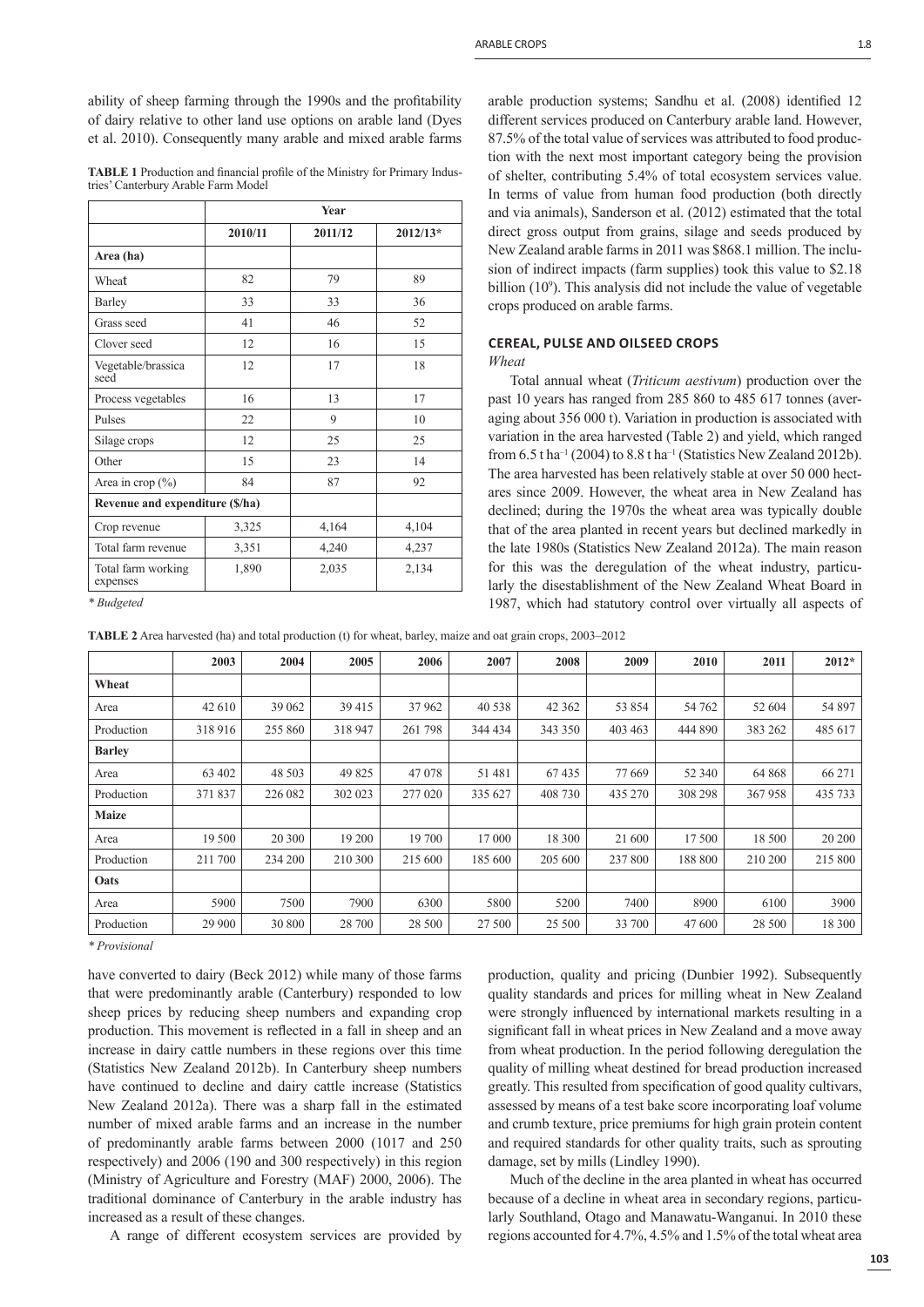ability of sheep farming through the 1990s and the profitability of dairy relative to other land use options on arable land (Dyes et al. 2010). Consequently many arable and mixed arable farms have converted to dairy (Beck 2012) while many of those farms that were predominantly arable (Canterbury) responded to low sheep prices by reducing sheep numbers and expanding crop production. This movement is reflected in a fall in sheep and an increase in dairy cattle numbers in these regions over this time (Statistics New Zealand 2012b). In Canterbury sheep numbers have continued to decline and dairy cattle increase (Statistics New Zealand 2012a). There was a sharp fall in the estimated number of mixed arable farms and an increase in the number of predominantly arable farms between 2000 (1017 and 250 respectively) and 2006 (190 and 300 respectively) in this region (Ministry of Agriculture and Forestry (MAF) 2000, 2006). The traditional dominance of Canterbury in the arable industry has increased as a result of these changes.

**TABLE 1** Production and financial profile of the Ministry for Primary Industries' Canterbury Arable Farm Model

| | Year | | |
|---|---|---|---|
| | **2010/11** | **2011/12** | **2012/13*** |
| **Area (ha)** | | | |
| Wheat | 82 | 79 | 89 |
| Barley | 33 | 33 | 36 |
| Grass seed | 41 | 46 | 52 |
| Clover seed | 12 | 16 | 15 |
| Vegetable/brassica seed | 12 | 17 | 18 |
| Process vegetables | 16 | 13 | 17 |
| Pulses | 22 | 9 | 10 |
| Silage crops | 12 | 25 | 25 |
| Other | 15 | 23 | 14 |
| Area in crop (%) | 84 | 87 | 92 |
| **Revenue and expenditure ($/ha)** | | | |
| Crop revenue | 3,325 | 4,164 | 4,104 |
| Total farm revenue | 3,351 | 4,240 | 4,237 |
| Total farm working expenses | 1,890 | 2,035 | 2,134 |

*\* Budgeted*

A range of different ecosystem services are provided by arable production systems; Sandhu et al. (2008) identified 12 different services produced on Canterbury arable land. However, 87.5% of the total value of services was attributed to food production with the next most important category being the provision of shelter, contributing 5.4% of total ecosystem services value. In terms of value from human food production (both directly and via animals), Sanderson et al. (2012) estimated that the total direct gross output from grains, silage and seeds produced by New Zealand arable farms in 2011 was $868.1 million. The inclusion of indirect impacts (farm supplies) took this value to $2.18 billion ($10^9$). This analysis did not include the value of vegetable crops produced on arable farms.

## CEREAL, PULSE AND OILSEED CROPS

### *Wheat*

Total annual wheat (*Triticum aestivum*) production over the past 10 years has ranged from 285 860 to 485 617 tonnes (averaging about 356 000 t). Variation in production is associated with variation in the area harvested (Table 2) and yield, which ranged from 6.5 t ha$^{-1}$ (2004) to 8.8 t ha$^{-1}$ (Statistics New Zealand 2012b). The area harvested has been relatively stable at over 50 000 hectares since 2009. However, the wheat area in New Zealand has declined; during the 1970s the wheat area was typically double that of the area planted in recent years but declined markedly in the late 1980s (Statistics New Zealand 2012a). The main reason for this was the deregulation of the wheat industry, particularly the disestablishment of the New Zealand Wheat Board in 1987, which had statutory control over virtually all aspects of production, quality and pricing (Dunbier 1992). Subsequently quality standards and prices for milling wheat in New Zealand were strongly influenced by international markets resulting in a significant fall in wheat prices in New Zealand and a move away from wheat production. In the period following deregulation the quality of milling wheat destined for bread production increased greatly. This resulted from specification of good quality cultivars, assessed by means of a test bake score incorporating loaf volume and crumb texture, price premiums for high grain protein content and required standards for other quality traits, such as sprouting damage, set by mills (Lindley 1990).

**TABLE 2** Area harvested (ha) and total production (t) for wheat, barley, maize and oat grain crops, 2003–2012

| | **2003** | **2004** | **2005** | **2006** | **2007** | **2008** | **2009** | **2010** | **2011** | **2012*** |
|---|---|---|---|---|---|---|---|---|---|---|
| **Wheat** | | | | | | | | | | |
| Area | 42 610 | 39 062 | 39 415 | 37 962 | 40 538 | 42 362 | 53 854 | 54 762 | 52 604 | 54 897 |
| Production | 318 916 | 255 860 | 318 947 | 261 798 | 344 434 | 343 350 | 403 463 | 444 890 | 383 262 | 485 617 |
| **Barley** | | | | | | | | | | |
| Area | 63 402 | 48 503 | 49 825 | 47 078 | 51 481 | 67 435 | 77 669 | 52 340 | 64 868 | 66 271 |
| Production | 371 837 | 226 082 | 302 023 | 277 020 | 335 627 | 408 730 | 435 270 | 308 298 | 367 958 | 435 733 |
| **Maize** | | | | | | | | | | |
| Area | 19 500 | 20 300 | 19 200 | 19 700 | 17 000 | 18 300 | 21 600 | 17 500 | 18 500 | 20 200 |
| Production | 211 700 | 234 200 | 210 300 | 215 600 | 185 600 | 205 600 | 237 800 | 188 800 | 210 200 | 215 800 |
| **Oats** | | | | | | | | | | |
| Area | 5900 | 7500 | 7900 | 6300 | 5800 | 5200 | 7400 | 8900 | 6100 | 3900 |
| Production | 29 900 | 30 800 | 28 700 | 28 500 | 27 500 | 25 500 | 33 700 | 47 600 | 28 500 | 18 300 |

*\* Provisional*

Much of the decline in the area planted in wheat has occurred because of a decline in wheat area in secondary regions, particularly Southland, Otago and Manawatu-Wanganui. In 2010 these regions accounted for 4.7%, 4.5% and 1.5% of the total wheat area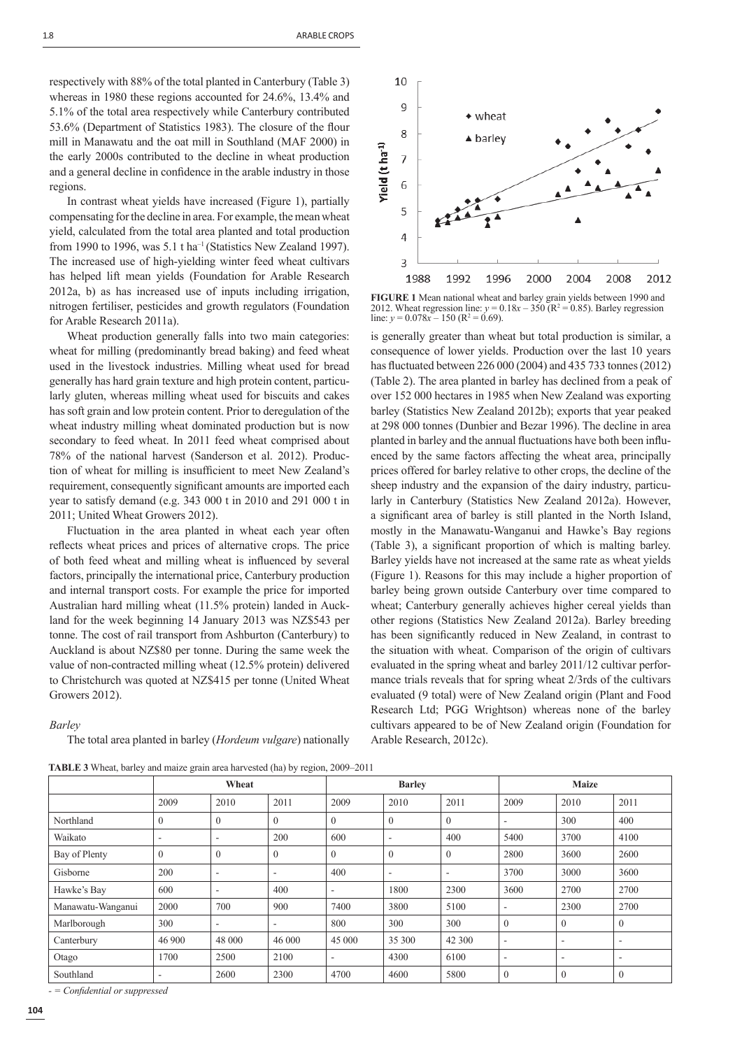respectively with 88% of the total planted in Canterbury (Table 3) whereas in 1980 these regions accounted for 24.6%, 13.4% and 5.1% of the total area respectively while Canterbury contributed 53.6% (Department of Statistics 1983). The closure of the flour mill in Manawatu and the oat mill in Southland (MAF 2000) in the early 2000s contributed to the decline in wheat production and a general decline in confidence in the arable industry in those regions.

In contrast wheat yields have increased (Figure 1), partially compensating for the decline in area. For example, the mean wheat yield, calculated from the total area planted and total production from 1990 to 1996, was 5.1 t ha$^{-1}$ (Statistics New Zealand 1997). The increased use of high-yielding winter feed wheat cultivars has helped lift mean yields (Foundation for Arable Research 2012a, b) as has increased use of inputs including irrigation, nitrogen fertiliser, pesticides and growth regulators (Foundation for Arable Research 2011a).

Wheat production generally falls into two main categories: wheat for milling (predominantly bread baking) and feed wheat used in the livestock industries. Milling wheat used for bread generally has hard grain texture and high protein content, particularly gluten, whereas milling wheat used for biscuits and cakes has soft grain and low protein content. Prior to deregulation of the wheat industry milling wheat dominated production but is now secondary to feed wheat. In 2011 feed wheat comprised about 78% of the national harvest (Sanderson et al. 2012). Production of wheat for milling is insufficient to meet New Zealand's requirement, consequently significant amounts are imported each year to satisfy demand (e.g. 343 000 t in 2010 and 291 000 t in 2011; United Wheat Growers 2012).

Fluctuation in the area planted in wheat each year often reflects wheat prices and prices of alternative crops. The price of both feed wheat and milling wheat is influenced by several factors, principally the international price, Canterbury production and internal transport costs. For example the price for imported Australian hard milling wheat (11.5% protein) landed in Auckland for the week beginning 14 January 2013 was NZ$543 per tonne. The cost of rail transport from Ashburton (Canterbury) to Auckland is about NZ$80 per tonne. During the same week the value of non-contracted milling wheat (12.5% protein) delivered to Christchurch was quoted at NZ$415 per tonne (United Wheat Growers 2012).

*Barley*

The total area planted in barley (*Hordeum vulgare*) nationally is generally greater than wheat but total production is similar, a consequence of lower yields. Production over the last 10 years has fluctuated between 226 000 (2004) and 435 733 tonnes (2012) (Table 2). The area planted in barley has declined from a peak of over 152 000 hectares in 1985 when New Zealand was exporting barley (Statistics New Zealand 2012b); exports that year peaked at 298 000 tonnes (Dunbier and Bezar 1996). The decline in area planted in barley and the annual fluctuations have both been influenced by the same factors affecting the wheat area, principally prices offered for barley relative to other crops, the decline of the sheep industry and the expansion of the dairy industry, particularly in Canterbury (Statistics New Zealand 2012a). However, a significant area of barley is still planted in the North Island, mostly in the Manawatu-Wanganui and Hawke's Bay regions (Table 3), a significant proportion of which is malting barley. Barley yields have not increased at the same rate as wheat yields (Figure 1). Reasons for this may include a higher proportion of barley being grown outside Canterbury over time compared to wheat; Canterbury generally achieves higher cereal yields than other regions (Statistics New Zealand 2012a). Barley breeding has been significantly reduced in New Zealand, in contrast to the situation with wheat. Comparison of the origin of cultivars evaluated in the spring wheat and barley 2011/12 cultivar performance trials reveals that for spring wheat 2/3rds of the cultivars evaluated (9 total) were of New Zealand origin (Plant and Food Research Ltd; PGG Wrightson) whereas none of the barley cultivars appeared to be of New Zealand origin (Foundation for Arable Research, 2012c).

**FIGURE 1** Mean national wheat and barley grain yields between 1990 and 2012. Wheat regression line: $y = 0.18x - 350$ ($R^2 = 0.85$). Barley regression line: $y = 0.078x - 150$ ($R^2 = 0.69$).

**TABLE 3** Wheat, barley and maize grain area harvested (ha) by region, 2009–2011

| | Wheat | | | Barley | | | Maize | | |
|---|---|---|---|---|---|---|---|---|---|
| | 2009 | 2010 | 2011 | 2009 | 2010 | 2011 | 2009 | 2010 | 2011 |
| Northland | 0 | 0 | 0 | 0 | 0 | 0 | - | 300 | 400 |
| Waikato | - | - | 200 | 600 | - | 400 | 5400 | 3700 | 4100 |
| Bay of Plenty | 0 | 0 | 0 | 0 | 0 | 0 | 2800 | 3600 | 2600 |
| Gisborne | 200 | - | - | 400 | - | - | 3700 | 3000 | 3600 |
| Hawke's Bay | 600 | - | 400 | - | 1800 | 2300 | 3600 | 2700 | 2700 |
| Manawatu-Wanganui | 2000 | 700 | 900 | 7400 | 3800 | 5100 | - | 2300 | 2700 |
| Marlborough | 300 | - | - | 800 | 300 | 300 | 0 | 0 | 0 |
| Canterbury | 46 900 | 48 000 | 46 000 | 45 000 | 35 300 | 42 300 | - | - | - |
| Otago | 1700 | 2500 | 2100 | - | 4300 | 6100 | - | - | - |
| Southland | - | 2600 | 2300 | 4700 | 4600 | 5800 | 0 | 0 | 0 |

*- = Confidential or suppressed*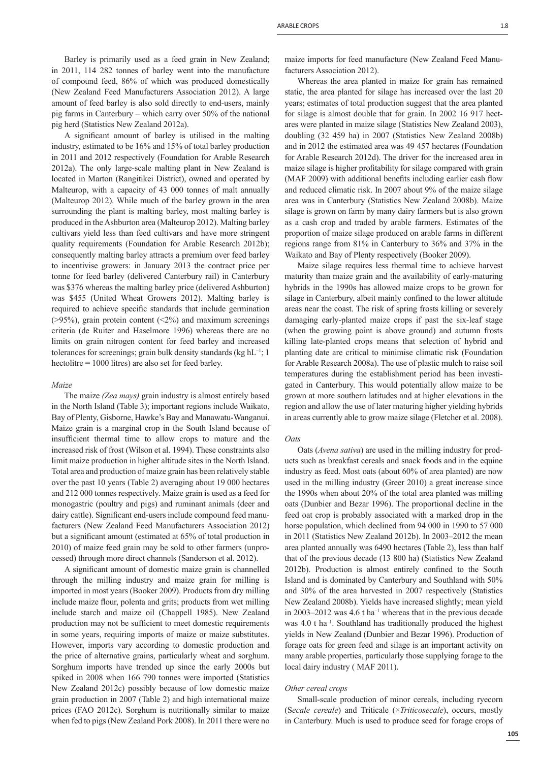Barley is primarily used as a feed grain in New Zealand; in 2011, 114 282 tonnes of barley went into the manufacture of compound feed, 86% of which was produced domestically (New Zealand Feed Manufacturers Association 2012). A large amount of feed barley is also sold directly to end-users, mainly pig farms in Canterbury – which carry over 50% of the national pig herd (Statistics New Zealand 2012a).

A significant amount of barley is utilised in the malting industry, estimated to be 16% and 15% of total barley production in 2011 and 2012 respectively (Foundation for Arable Research 2012a). The only large-scale malting plant in New Zealand is located in Marton (Rangitikei District), owned and operated by Malteurop, with a capacity of 43 000 tonnes of malt annually (Malteurop 2012). While much of the barley grown in the area surrounding the plant is malting barley, most malting barley is produced in the Ashburton area (Malteurop 2012). Malting barley cultivars yield less than feed cultivars and have more stringent quality requirements (Foundation for Arable Research 2012b); consequently malting barley attracts a premium over feed barley to incentivise growers: in January 2013 the contract price per tonne for feed barley (delivered Canterbury rail) in Canterbury was $376 whereas the malting barley price (delivered Ashburton) was $455 (United Wheat Growers 2012). Malting barley is required to achieve specific standards that include germination (>95%), grain protein content (<2%) and maximum screenings criteria (de Ruiter and Haselmore 1996) whereas there are no limits on grain nitrogen content for feed barley and increased tolerances for screenings; grain bulk density standards (kg hL$^{-1}$; 1 hectolitre = 1000 litres) are also set for feed barley.

*Maize*

The maize *(Zea mays)* grain industry is almost entirely based in the North Island (Table 3); important regions include Waikato, Bay of Plenty, Gisborne, Hawke's Bay and Manawatu-Wanganui. Maize grain is a marginal crop in the South Island because of insufficient thermal time to allow crops to mature and the increased risk of frost (Wilson et al. 1994). These constraints also limit maize production in higher altitude sites in the North Island. Total area and production of maize grain has been relatively stable over the past 10 years (Table 2) averaging about 19 000 hectares and 212 000 tonnes respectively. Maize grain is used as a feed for monogastric (poultry and pigs) and ruminant animals (deer and dairy cattle). Significant end-users include compound feed manufacturers (New Zealand Feed Manufacturers Association 2012) but a significant amount (estimated at 65% of total production in 2010) of maize feed grain may be sold to other farmers (unprocessed) through more direct channels (Sanderson et al. 2012).

A significant amount of domestic maize grain is channelled through the milling industry and maize grain for milling is imported in most years (Booker 2009). Products from dry milling include maize flour, polenta and grits; products from wet milling include starch and maize oil (Chappell 1985). New Zealand production may not be sufficient to meet domestic requirements in some years, requiring imports of maize or maize substitutes. However, imports vary according to domestic production and the price of alternative grains, particularly wheat and sorghum. Sorghum imports have trended up since the early 2000s but spiked in 2008 when 166 790 tonnes were imported (Statistics New Zealand 2012c) possibly because of low domestic maize grain production in 2007 (Table 2) and high international maize prices (FAO 2012c). Sorghum is nutritionally similar to maize when fed to pigs (New Zealand Pork 2008). In 2011 there were no maize imports for feed manufacture (New Zealand Feed Manufacturers Association 2012).

Whereas the area planted in maize for grain has remained static, the area planted for silage has increased over the last 20 years; estimates of total production suggest that the area planted for silage is almost double that for grain. In 2002 16 917 hectares were planted in maize silage (Statistics New Zealand 2003), doubling (32 459 ha) in 2007 (Statistics New Zealand 2008b) and in 2012 the estimated area was 49 457 hectares (Foundation for Arable Research 2012d). The driver for the increased area in maize silage is higher profitability for silage compared with grain (MAF 2009) with additional benefits including earlier cash flow and reduced climatic risk. In 2007 about 9% of the maize silage area was in Canterbury (Statistics New Zealand 2008b). Maize silage is grown on farm by many dairy farmers but is also grown as a cash crop and traded by arable farmers. Estimates of the proportion of maize silage produced on arable farms in different regions range from 81% in Canterbury to 36% and 37% in the Waikato and Bay of Plenty respectively (Booker 2009).

Maize silage requires less thermal time to achieve harvest maturity than maize grain and the availability of early-maturing hybrids in the 1990s has allowed maize crops to be grown for silage in Canterbury, albeit mainly confined to the lower altitude areas near the coast. The risk of spring frosts killing or severely damaging early-planted maize crops if past the six-leaf stage (when the growing point is above ground) and autumn frosts killing late-planted crops means that selection of hybrid and planting date are critical to minimise climatic risk (Foundation for Arable Research 2008a). The use of plastic mulch to raise soil temperatures during the establishment period has been investigated in Canterbury. This would potentially allow maize to be grown at more southern latitudes and at higher elevations in the region and allow the use of later maturing higher yielding hybrids in areas currently able to grow maize silage (Fletcher et al. 2008).

*Oats*

Oats (*Avena sativa*) are used in the milling industry for products such as breakfast cereals and snack foods and in the equine industry as feed. Most oats (about 60% of area planted) are now used in the milling industry (Greer 2010) a great increase since the 1990s when about 20% of the total area planted was milling oats (Dunbier and Bezar 1996). The proportional decline in the feed oat crop is probably associated with a marked drop in the horse population, which declined from 94 000 in 1990 to 57 000 in 2011 (Statistics New Zealand 2012b). In 2003–2012 the mean area planted annually was 6490 hectares (Table 2), less than half that of the previous decade (13 800 ha) (Statistics New Zealand 2012b). Production is almost entirely confined to the South Island and is dominated by Canterbury and Southland with 50% and 30% of the area harvested in 2007 respectively (Statistics New Zealand 2008b). Yields have increased slightly; mean yield in 2003–2012 was 4.6 t ha$^{-1}$ whereas that in the previous decade was 4.0 t ha$^{-1}$. Southland has traditionally produced the highest yields in New Zealand (Dunbier and Bezar 1996). Production of forage oats for green feed and silage is an important activity on many arable properties, particularly those supplying forage to the local dairy industry ( MAF 2011).

*Other cereal crops*

Small-scale production of minor cereals, including ryecorn (S*ecale cereale*) and Triticale (×*Triticosecale*), occurs, mostly in Canterbury. Much is used to produce seed for forage crops of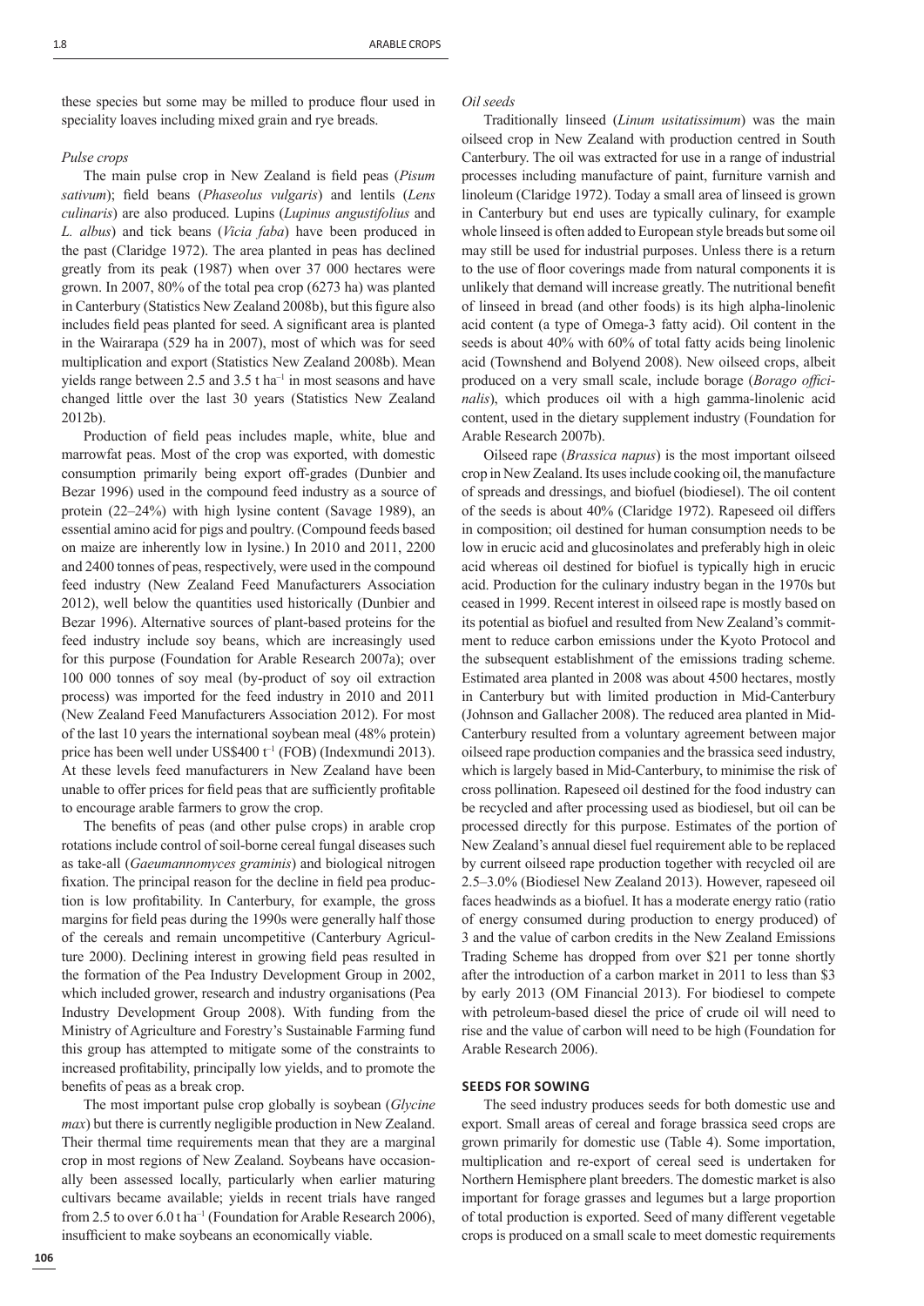these species but some may be milled to produce flour used in speciality loaves including mixed grain and rye breads.

*Pulse crops*

The main pulse crop in New Zealand is field peas (*Pisum sativum*); field beans (*Phaseolus vulgaris*) and lentils (*Lens culinaris*) are also produced. Lupins (*Lupinus angustifolius* and *L. albus*) and tick beans (*Vicia faba*) have been produced in the past (Claridge 1972). The area planted in peas has declined greatly from its peak (1987) when over 37 000 hectares were grown. In 2007, 80% of the total pea crop (6273 ha) was planted in Canterbury (Statistics New Zealand 2008b), but this figure also includes field peas planted for seed. A significant area is planted in the Wairarapa (529 ha in 2007), most of which was for seed multiplication and export (Statistics New Zealand 2008b). Mean yields range between 2.5 and 3.5 t ha$^{-1}$ in most seasons and have changed little over the last 30 years (Statistics New Zealand 2012b).

Production of field peas includes maple, white, blue and marrowfat peas. Most of the crop was exported, with domestic consumption primarily being export off-grades (Dunbier and Bezar 1996) used in the compound feed industry as a source of protein (22–24%) with high lysine content (Savage 1989), an essential amino acid for pigs and poultry. (Compound feeds based on maize are inherently low in lysine.) In 2010 and 2011, 2200 and 2400 tonnes of peas, respectively, were used in the compound feed industry (New Zealand Feed Manufacturers Association 2012), well below the quantities used historically (Dunbier and Bezar 1996). Alternative sources of plant-based proteins for the feed industry include soy beans, which are increasingly used for this purpose (Foundation for Arable Research 2007a); over 100 000 tonnes of soy meal (by-product of soy oil extraction process) was imported for the feed industry in 2010 and 2011 (New Zealand Feed Manufacturers Association 2012). For most of the last 10 years the international soybean meal (48% protein) price has been well under US\$400 t$^{-1}$ (FOB) (Indexmundi 2013). At these levels feed manufacturers in New Zealand have been unable to offer prices for field peas that are sufficiently profitable to encourage arable farmers to grow the crop.

The benefits of peas (and other pulse crops) in arable crop rotations include control of soil-borne cereal fungal diseases such as take-all (*Gaeumannomyces graminis*) and biological nitrogen fixation. The principal reason for the decline in field pea production is low profitability. In Canterbury, for example, the gross margins for field peas during the 1990s were generally half those of the cereals and remain uncompetitive (Canterbury Agriculture 2000). Declining interest in growing field peas resulted in the formation of the Pea Industry Development Group in 2002, which included grower, research and industry organisations (Pea Industry Development Group 2008). With funding from the Ministry of Agriculture and Forestry's Sustainable Farming fund this group has attempted to mitigate some of the constraints to increased profitability, principally low yields, and to promote the benefits of peas as a break crop.

The most important pulse crop globally is soybean (*Glycine max*) but there is currently negligible production in New Zealand. Their thermal time requirements mean that they are a marginal crop in most regions of New Zealand. Soybeans have occasionally been assessed locally, particularly when earlier maturing cultivars became available; yields in recent trials have ranged from 2.5 to over 6.0 t ha$^{-1}$ (Foundation for Arable Research 2006), insufficient to make soybeans an economically viable.

*Oil seeds*

Traditionally linseed (*Linum usitatissimum*) was the main oilseed crop in New Zealand with production centred in South Canterbury. The oil was extracted for use in a range of industrial processes including manufacture of paint, furniture varnish and linoleum (Claridge 1972). Today a small area of linseed is grown in Canterbury but end uses are typically culinary, for example whole linseed is often added to European style breads but some oil may still be used for industrial purposes. Unless there is a return to the use of floor coverings made from natural components it is unlikely that demand will increase greatly. The nutritional benefit of linseed in bread (and other foods) is its high alpha-linolenic acid content (a type of Omega-3 fatty acid). Oil content in the seeds is about 40% with 60% of total fatty acids being linolenic acid (Townshend and Bolyend 2008). New oilseed crops, albeit produced on a very small scale, include borage (*Borago officinalis*), which produces oil with a high gamma-linolenic acid content, used in the dietary supplement industry (Foundation for Arable Research 2007b).

Oilseed rape (*Brassica napus*) is the most important oilseed crop in New Zealand. Its uses include cooking oil, the manufacture of spreads and dressings, and biofuel (biodiesel). The oil content of the seeds is about 40% (Claridge 1972). Rapeseed oil differs in composition; oil destined for human consumption needs to be low in erucic acid and glucosinolates and preferably high in oleic acid whereas oil destined for biofuel is typically high in erucic acid. Production for the culinary industry began in the 1970s but ceased in 1999. Recent interest in oilseed rape is mostly based on its potential as biofuel and resulted from New Zealand's commitment to reduce carbon emissions under the Kyoto Protocol and the subsequent establishment of the emissions trading scheme. Estimated area planted in 2008 was about 4500 hectares, mostly in Canterbury but with limited production in Mid-Canterbury (Johnson and Gallacher 2008). The reduced area planted in Mid-Canterbury resulted from a voluntary agreement between major oilseed rape production companies and the brassica seed industry, which is largely based in Mid-Canterbury, to minimise the risk of cross pollination. Rapeseed oil destined for the food industry can be recycled and after processing used as biodiesel, but oil can be processed directly for this purpose. Estimates of the portion of New Zealand's annual diesel fuel requirement able to be replaced by current oilseed rape production together with recycled oil are 2.5–3.0% (Biodiesel New Zealand 2013). However, rapeseed oil faces headwinds as a biofuel. It has a moderate energy ratio (ratio of energy consumed during production to energy produced) of 3 and the value of carbon credits in the New Zealand Emissions Trading Scheme has dropped from over \$21 per tonne shortly after the introduction of a carbon market in 2011 to less than \$3 by early 2013 (OM Financial 2013). For biodiesel to compete with petroleum-based diesel the price of crude oil will need to rise and the value of carbon will need to be high (Foundation for Arable Research 2006).

## SEEDS FOR SOWING

The seed industry produces seeds for both domestic use and export. Small areas of cereal and forage brassica seed crops are grown primarily for domestic use (Table 4). Some importation, multiplication and re-export of cereal seed is undertaken for Northern Hemisphere plant breeders. The domestic market is also important for forage grasses and legumes but a large proportion of total production is exported. Seed of many different vegetable crops is produced on a small scale to meet domestic requirements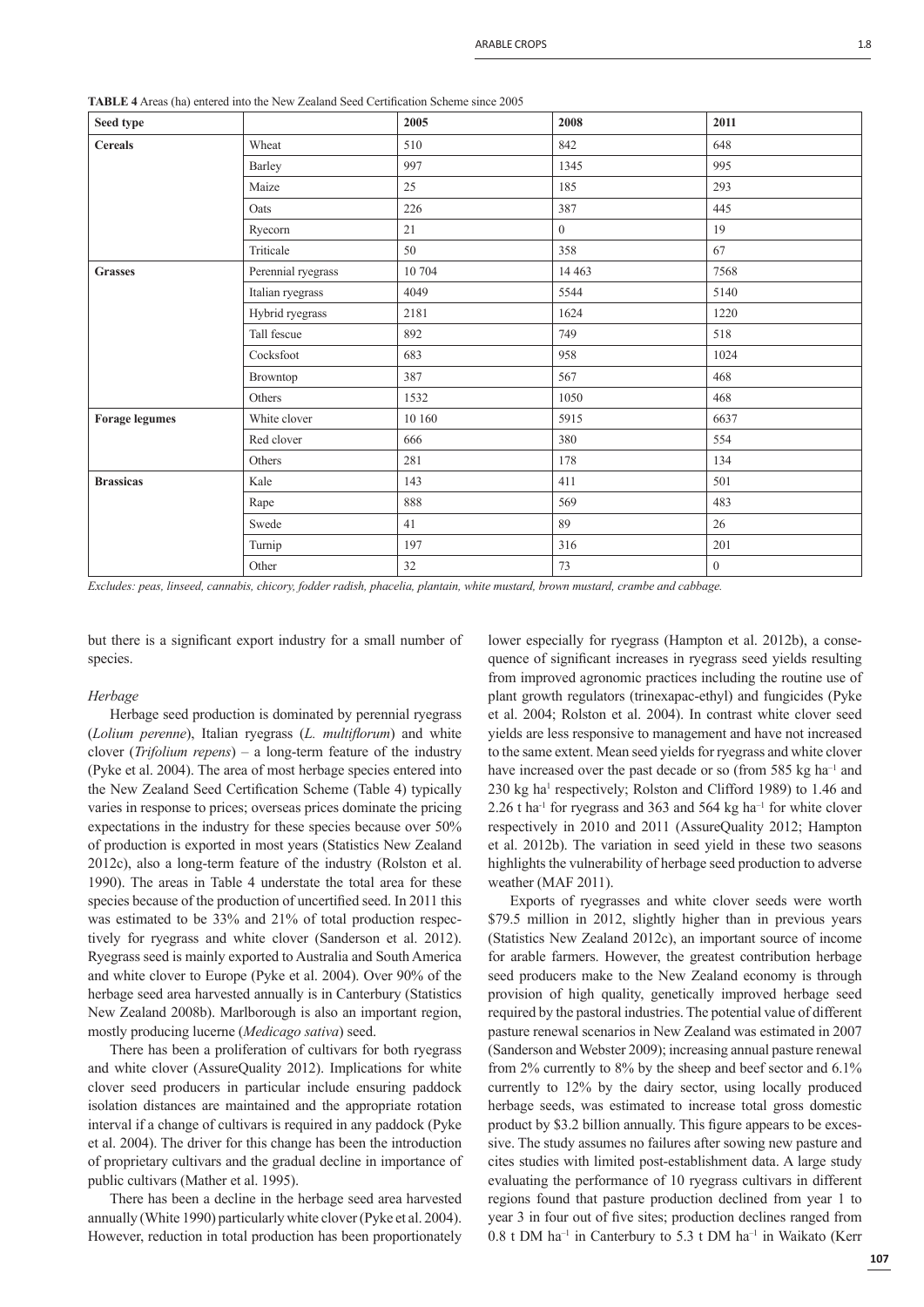**TABLE 4** Areas (ha) entered into the New Zealand Seed Certification Scheme since 2005

| Seed type | | 2005 | 2008 | 2011 |
|---|---|---|---|---|
| **Cereals** | Wheat | 510 | 842 | 648 |
| | Barley | 997 | 1345 | 995 |
| | Maize | 25 | 185 | 293 |
| | Oats | 226 | 387 | 445 |
| | Ryecorn | 21 | 0 | 19 |
| | Triticale | 50 | 358 | 67 |
| **Grasses** | Perennial ryegrass | 10 704 | 14 463 | 7568 |
| | Italian ryegrass | 4049 | 5544 | 5140 |
| | Hybrid ryegrass | 2181 | 1624 | 1220 |
| | Tall fescue | 892 | 749 | 518 |
| | Cocksfoot | 683 | 958 | 1024 |
| | Browntop | 387 | 567 | 468 |
| | Others | 1532 | 1050 | 468 |
| **Forage legumes** | White clover | 10 160 | 5915 | 6637 |
| | Red clover | 666 | 380 | 554 |
| | Others | 281 | 178 | 134 |
| **Brassicas** | Kale | 143 | 411 | 501 |
| | Rape | 888 | 569 | 483 |
| | Swede | 41 | 89 | 26 |
| | Turnip | 197 | 316 | 201 |
| | Other | 32 | 73 | 0 |

*Excludes: peas, linseed, cannabis, chicory, fodder radish, phacelia, plantain, white mustard, brown mustard, crambe and cabbage.*

but there is a significant export industry for a small number of species.

### *Herbage*

Herbage seed production is dominated by perennial ryegrass (*Lolium perenne*), Italian ryegrass (*L. multiflorum*) and white clover (*Trifolium repens*) – a long-term feature of the industry (Pyke et al. 2004). The area of most herbage species entered into the New Zealand Seed Certification Scheme (Table 4) typically varies in response to prices; overseas prices dominate the pricing expectations in the industry for these species because over 50% of production is exported in most years (Statistics New Zealand 2012c), also a long-term feature of the industry (Rolston et al. 1990). The areas in Table 4 understate the total area for these species because of the production of uncertified seed. In 2011 this was estimated to be 33% and 21% of total production respectively for ryegrass and white clover (Sanderson et al. 2012). Ryegrass seed is mainly exported to Australia and South America and white clover to Europe (Pyke et al. 2004). Over 90% of the herbage seed area harvested annually is in Canterbury (Statistics New Zealand 2008b). Marlborough is also an important region, mostly producing lucerne (*Medicago sativa*) seed.

There has been a proliferation of cultivars for both ryegrass and white clover (AssureQuality 2012). Implications for white clover seed producers in particular include ensuring paddock isolation distances are maintained and the appropriate rotation interval if a change of cultivars is required in any paddock (Pyke et al. 2004). The driver for this change has been the introduction of proprietary cultivars and the gradual decline in importance of public cultivars (Mather et al. 1995).

There has been a decline in the herbage seed area harvested annually (White 1990) particularly white clover (Pyke et al. 2004). However, reduction in total production has been proportionately lower especially for ryegrass (Hampton et al. 2012b), a consequence of significant increases in ryegrass seed yields resulting from improved agronomic practices including the routine use of plant growth regulators (trinexapac-ethyl) and fungicides (Pyke et al. 2004; Rolston et al. 2004). In contrast white clover seed yields are less responsive to management and have not increased to the same extent. Mean seed yields for ryegrass and white clover have increased over the past decade or so (from 585 kg ha$^{-1}$ and 230 kg ha$^{1}$ respectively; Rolston and Clifford 1989) to 1.46 and 2.26 t ha$^{-1}$ for ryegrass and 363 and 564 kg ha$^{-1}$ for white clover respectively in 2010 and 2011 (AssureQuality 2012; Hampton et al. 2012b). The variation in seed yield in these two seasons highlights the vulnerability of herbage seed production to adverse weather (MAF 2011).

Exports of ryegrasses and white clover seeds were worth $79.5 million in 2012, slightly higher than in previous years (Statistics New Zealand 2012c), an important source of income for arable farmers. However, the greatest contribution herbage seed producers make to the New Zealand economy is through provision of high quality, genetically improved herbage seed required by the pastoral industries. The potential value of different pasture renewal scenarios in New Zealand was estimated in 2007 (Sanderson and Webster 2009); increasing annual pasture renewal from 2% currently to 8% by the sheep and beef sector and 6.1% currently to 12% by the dairy sector, using locally produced herbage seeds, was estimated to increase total gross domestic product by $3.2 billion annually. This figure appears to be excessive. The study assumes no failures after sowing new pasture and cites studies with limited post-establishment data. A large study evaluating the performance of 10 ryegrass cultivars in different regions found that pasture production declined from year 1 to year 3 in four out of five sites; production declines ranged from 0.8 t DM ha$^{-1}$ in Canterbury to 5.3 t DM ha$^{-1}$ in Waikato (Kerr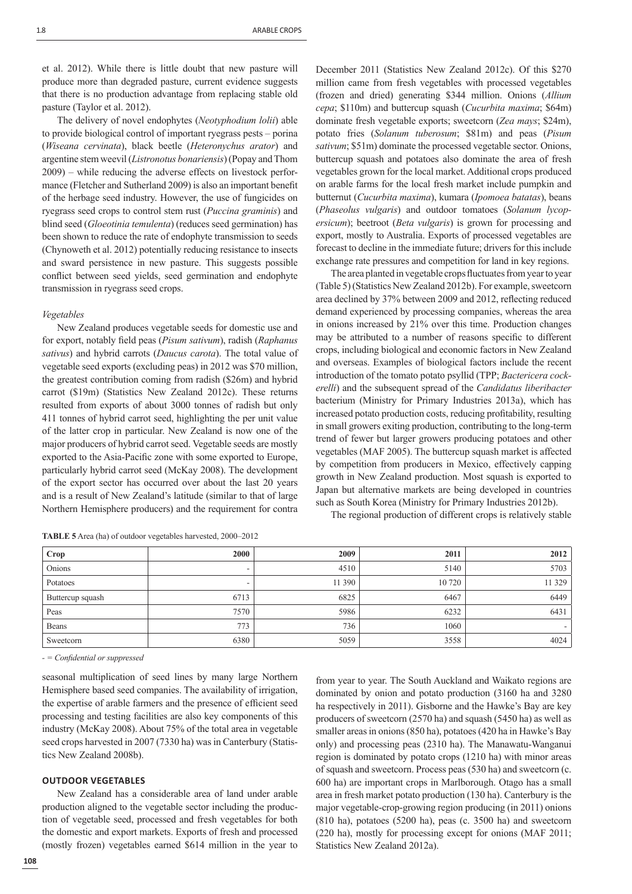et al. 2012). While there is little doubt that new pasture will produce more than degraded pasture, current evidence suggests that there is no production advantage from replacing stable old pasture (Taylor et al. 2012).

The delivery of novel endophytes (*Neotyphodium lolii*) able to provide biological control of important ryegrass pests – porina (*Wiseana cervinata*), black beetle (*Heteronychus arator*) and argentine stem weevil (*Listronotus bonariensis*) (Popay and Thom 2009) – while reducing the adverse effects on livestock performance (Fletcher and Sutherland 2009) is also an important benefit of the herbage seed industry. However, the use of fungicides on ryegrass seed crops to control stem rust (*Puccina graminis*) and blind seed (*Gloeotinia temulenta*) (reduces seed germination) has been shown to reduce the rate of endophyte transmission to seeds (Chynoweth et al. 2012) potentially reducing resistance to insects and sward persistence in new pasture. This suggests possible conflict between seed yields, seed germination and endophyte transmission in ryegrass seed crops.

### *Vegetables*

New Zealand produces vegetable seeds for domestic use and for export, notably field peas (*Pisum sativum*), radish (*Raphanus sativus*) and hybrid carrots (*Daucus carota*). The total value of vegetable seed exports (excluding peas) in 2012 was $70 million, the greatest contribution coming from radish ($26m) and hybrid carrot ($19m) (Statistics New Zealand 2012c). These returns resulted from exports of about 3000 tonnes of radish but only 411 tonnes of hybrid carrot seed, highlighting the per unit value of the latter crop in particular. New Zealand is now one of the major producers of hybrid carrot seed. Vegetable seeds are mostly exported to the Asia-Pacific zone with some exported to Europe, particularly hybrid carrot seed (McKay 2008). The development of the export sector has occurred over about the last 20 years and is a result of New Zealand's latitude (similar to that of large Northern Hemisphere producers) and the requirement for contra seasonal multiplication of seed lines by many large Northern Hemisphere based seed companies. The availability of irrigation, the expertise of arable farmers and the presence of efficient seed processing and testing facilities are also key components of this industry (McKay 2008). About 75% of the total area in vegetable seed crops harvested in 2007 (7330 ha) was in Canterbury (Statistics New Zealand 2008b).

## OUTDOOR VEGETABLES

New Zealand has a considerable area of land under arable production aligned to the vegetable sector including the production of vegetable seed, processed and fresh vegetables for both the domestic and export markets. Exports of fresh and processed (mostly frozen) vegetables earned $614 million in the year to December 2011 (Statistics New Zealand 2012c). Of this $270 million came from fresh vegetables with processed vegetables (frozen and dried) generating $344 million. Onions (*Allium cepa*; $110m) and buttercup squash (*Cucurbita maxima*; $64m) dominate fresh vegetable exports; sweetcorn (*Zea mays*; $24m), potato fries (*Solanum tuberosum*; $81m) and peas (*Pisum sativum*; $51m) dominate the processed vegetable sector. Onions, buttercup squash and potatoes also dominate the area of fresh vegetables grown for the local market. Additional crops produced on arable farms for the local fresh market include pumpkin and butternut (*Cucurbita maxima*), kumara (*Ipomoea batatas*), beans (*Phaseolus vulgaris*) and outdoor tomatoes (*Solanum lycopersicum*); beetroot (*Beta vulgaris*) is grown for processing and export, mostly to Australia. Exports of processed vegetables are forecast to decline in the immediate future; drivers for this include exchange rate pressures and competition for land in key regions.

The area planted in vegetable crops fluctuates from year to year (Table 5) (Statistics New Zealand 2012b). For example, sweetcorn area declined by 37% between 2009 and 2012, reflecting reduced demand experienced by processing companies, whereas the area in onions increased by 21% over this time. Production changes may be attributed to a number of reasons specific to different crops, including biological and economic factors in New Zealand and overseas. Examples of biological factors include the recent introduction of the tomato potato psyllid (TPP; *Bactericera cockerelli*) and the subsequent spread of the *Candidatus liberibacter* bacterium (Ministry for Primary Industries 2013a), which has increased potato production costs, reducing profitability, resulting in small growers exiting production, contributing to the long-term trend of fewer but larger growers producing potatoes and other vegetables (MAF 2005). The buttercup squash market is affected by competition from producers in Mexico, effectively capping growth in New Zealand production. Most squash is exported to Japan but alternative markets are being developed in countries such as South Korea (Ministry for Primary Industries 2012b).

The regional production of different crops is relatively stable from year to year. The South Auckland and Waikato regions are dominated by onion and potato production (3160 ha and 3280 ha respectively in 2011). Gisborne and the Hawke's Bay are key producers of sweetcorn (2570 ha) and squash (5450 ha) as well as smaller areas in onions (850 ha), potatoes (420 ha in Hawke's Bay only) and processing peas (2310 ha). The Manawatu-Wanganui region is dominated by potato crops (1210 ha) with minor areas of squash and sweetcorn. Process peas (530 ha) and sweetcorn (c. 600 ha) are important crops in Marlborough. Otago has a small area in fresh market potato production (130 ha). Canterbury is the major vegetable-crop-growing region producing (in 2011) onions (810 ha), potatoes (5200 ha), peas (c. 3500 ha) and sweetcorn (220 ha), mostly for processing except for onions (MAF 2011; Statistics New Zealand 2012a).

**TABLE 5** Area (ha) of outdoor vegetables harvested, 2000–2012

| Crop | 2000 | 2009 | 2011 | 2012 |
|---|---|---|---|---|
| Onions | - | 4510 | 5140 | 5703 |
| Potatoes | - | 11 390 | 10 720 | 11 329 |
| Buttercup squash | 6713 | 6825 | 6467 | 6449 |
| Peas | 7570 | 5986 | 6232 | 6431 |
| Beans | 773 | 736 | 1060 | - |
| Sweetcorn | 6380 | 5059 | 3558 | 4024 |

*- = Confidential or suppressed*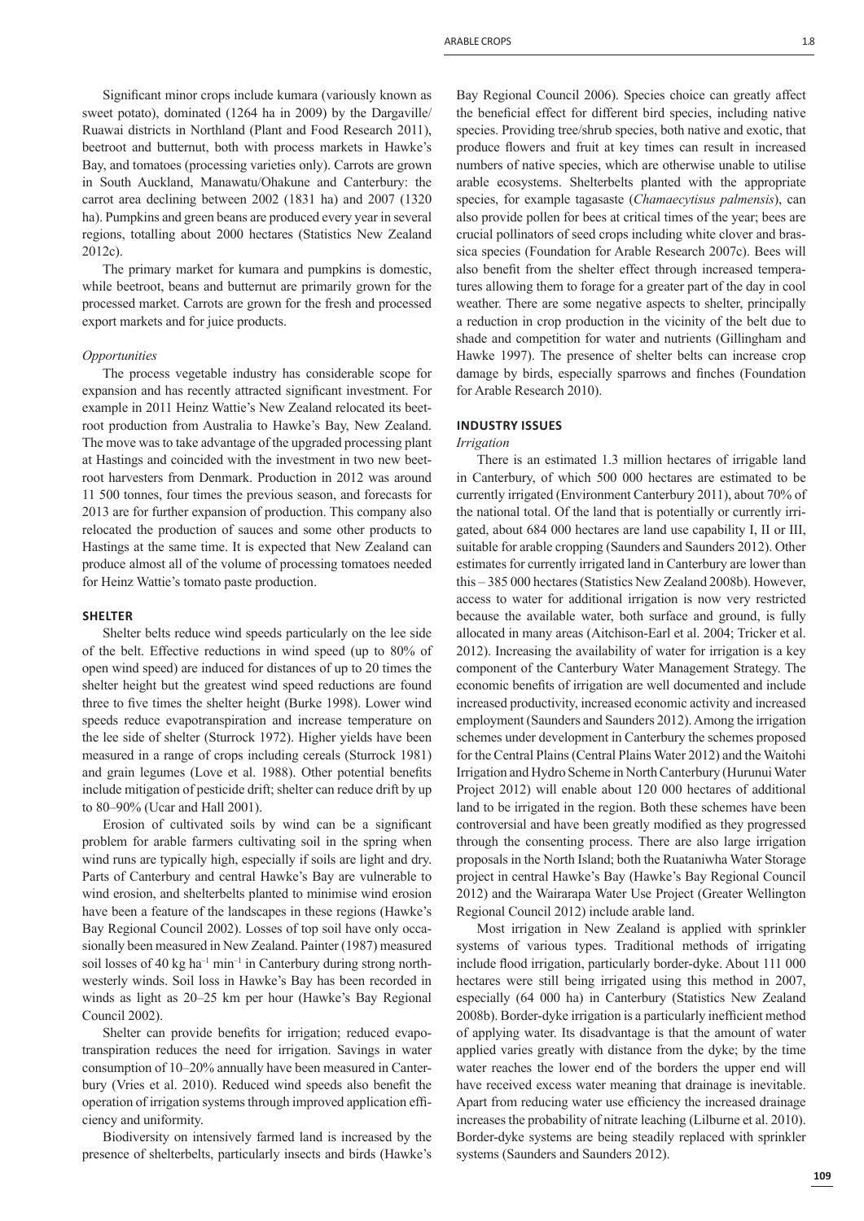Significant minor crops include kumara (variously known as sweet potato), dominated (1264 ha in 2009) by the Dargaville/Ruawai districts in Northland (Plant and Food Research 2011), beetroot and butternut, both with process markets in Hawke's Bay, and tomatoes (processing varieties only). Carrots are grown in South Auckland, Manawatu/Ohakune and Canterbury: the carrot area declining between 2002 (1831 ha) and 2007 (1320 ha). Pumpkins and green beans are produced every year in several regions, totalling about 2000 hectares (Statistics New Zealand 2012c).

The primary market for kumara and pumpkins is domestic, while beetroot, beans and butternut are primarily grown for the processed market. Carrots are grown for the fresh and processed export markets and for juice products.

*Opportunities*

The process vegetable industry has considerable scope for expansion and has recently attracted significant investment. For example in 2011 Heinz Wattie's New Zealand relocated its beetroot production from Australia to Hawke's Bay, New Zealand. The move was to take advantage of the upgraded processing plant at Hastings and coincided with the investment in two new beetroot harvesters from Denmark. Production in 2012 was around 11 500 tonnes, four times the previous season, and forecasts for 2013 are for further expansion of production. This company also relocated the production of sauces and some other products to Hastings at the same time. It is expected that New Zealand can produce almost all of the volume of processing tomatoes needed for Heinz Wattie's tomato paste production.

## SHELTER

Shelter belts reduce wind speeds particularly on the lee side of the belt. Effective reductions in wind speed (up to 80% of open wind speed) are induced for distances of up to 20 times the shelter height but the greatest wind speed reductions are found three to five times the shelter height (Burke 1998). Lower wind speeds reduce evapotranspiration and increase temperature on the lee side of shelter (Sturrock 1972). Higher yields have been measured in a range of crops including cereals (Sturrock 1981) and grain legumes (Love et al. 1988). Other potential benefits include mitigation of pesticide drift; shelter can reduce drift by up to 80–90% (Ucar and Hall 2001).

Erosion of cultivated soils by wind can be a significant problem for arable farmers cultivating soil in the spring when wind runs are typically high, especially if soils are light and dry. Parts of Canterbury and central Hawke's Bay are vulnerable to wind erosion, and shelterbelts planted to minimise wind erosion have been a feature of the landscapes in these regions (Hawke's Bay Regional Council 2002). Losses of top soil have only occasionally been measured in New Zealand. Painter (1987) measured soil losses of 40 kg ha$^{-1}$ min$^{-1}$ in Canterbury during strong northwesterly winds. Soil loss in Hawke's Bay has been recorded in winds as light as 20–25 km per hour (Hawke's Bay Regional Council 2002).

Shelter can provide benefits for irrigation; reduced evapotranspiration reduces the need for irrigation. Savings in water consumption of 10–20% annually have been measured in Canterbury (Vries et al. 2010). Reduced wind speeds also benefit the operation of irrigation systems through improved application efficiency and uniformity.

Biodiversity on intensively farmed land is increased by the presence of shelterbelts, particularly insects and birds (Hawke's Bay Regional Council 2006). Species choice can greatly affect the beneficial effect for different bird species, including native species. Providing tree/shrub species, both native and exotic, that produce flowers and fruit at key times can result in increased numbers of native species, which are otherwise unable to utilise arable ecosystems. Shelterbelts planted with the appropriate species, for example tagasaste (*Chamaecytisus palmensis*), can also provide pollen for bees at critical times of the year; bees are crucial pollinators of seed crops including white clover and brassica species (Foundation for Arable Research 2007c). Bees will also benefit from the shelter effect through increased temperatures allowing them to forage for a greater part of the day in cool weather. There are some negative aspects to shelter, principally a reduction in crop production in the vicinity of the belt due to shade and competition for water and nutrients (Gillingham and Hawke 1997). The presence of shelter belts can increase crop damage by birds, especially sparrows and finches (Foundation for Arable Research 2010).

## INDUSTRY ISSUES

*Irrigation*

There is an estimated 1.3 million hectares of irrigable land in Canterbury, of which 500 000 hectares are estimated to be currently irrigated (Environment Canterbury 2011), about 70% of the national total. Of the land that is potentially or currently irrigated, about 684 000 hectares are land use capability I, II or III, suitable for arable cropping (Saunders and Saunders 2012). Other estimates for currently irrigated land in Canterbury are lower than this – 385 000 hectares (Statistics New Zealand 2008b). However, access to water for additional irrigation is now very restricted because the available water, both surface and ground, is fully allocated in many areas (Aitchison-Earl et al. 2004; Tricker et al. 2012). Increasing the availability of water for irrigation is a key component of the Canterbury Water Management Strategy. The economic benefits of irrigation are well documented and include increased productivity, increased economic activity and increased employment (Saunders and Saunders 2012). Among the irrigation schemes under development in Canterbury the schemes proposed for the Central Plains (Central Plains Water 2012) and the Waitohi Irrigation and Hydro Scheme in North Canterbury (Hurunui Water Project 2012) will enable about 120 000 hectares of additional land to be irrigated in the region. Both these schemes have been controversial and have been greatly modified as they progressed through the consenting process. There are also large irrigation proposals in the North Island; both the Ruataniwha Water Storage project in central Hawke's Bay (Hawke's Bay Regional Council 2012) and the Wairarapa Water Use Project (Greater Wellington Regional Council 2012) include arable land.

Most irrigation in New Zealand is applied with sprinkler systems of various types. Traditional methods of irrigating include flood irrigation, particularly border-dyke. About 111 000 hectares were still being irrigated using this method in 2007, especially (64 000 ha) in Canterbury (Statistics New Zealand 2008b). Border-dyke irrigation is a particularly inefficient method of applying water. Its disadvantage is that the amount of water applied varies greatly with distance from the dyke; by the time water reaches the lower end of the borders the upper end will have received excess water meaning that drainage is inevitable. Apart from reducing water use efficiency the increased drainage increases the probability of nitrate leaching (Lilburne et al. 2010). Border-dyke systems are being steadily replaced with sprinkler systems (Saunders and Saunders 2012).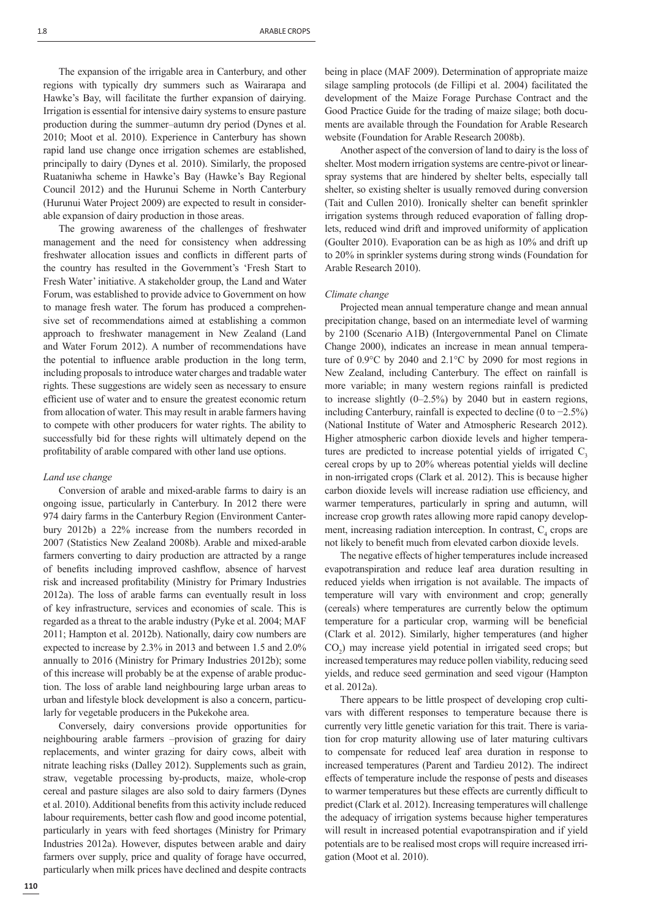The expansion of the irrigable area in Canterbury, and other regions with typically dry summers such as Wairarapa and Hawke's Bay, will facilitate the further expansion of dairying. Irrigation is essential for intensive dairy systems to ensure pasture production during the summer–autumn dry period (Dynes et al. 2010; Moot et al. 2010). Experience in Canterbury has shown rapid land use change once irrigation schemes are established, principally to dairy (Dynes et al. 2010). Similarly, the proposed Ruataniwha scheme in Hawke's Bay (Hawke's Bay Regional Council 2012) and the Hurunui Scheme in North Canterbury (Hurunui Water Project 2009) are expected to result in considerable expansion of dairy production in those areas.

The growing awareness of the challenges of freshwater management and the need for consistency when addressing freshwater allocation issues and conflicts in different parts of the country has resulted in the Government's 'Fresh Start to Fresh Water' initiative. A stakeholder group, the Land and Water Forum, was established to provide advice to Government on how to manage fresh water. The forum has produced a comprehensive set of recommendations aimed at establishing a common approach to freshwater management in New Zealand (Land and Water Forum 2012). A number of recommendations have the potential to influence arable production in the long term, including proposals to introduce water charges and tradable water rights. These suggestions are widely seen as necessary to ensure efficient use of water and to ensure the greatest economic return from allocation of water. This may result in arable farmers having to compete with other producers for water rights. The ability to successfully bid for these rights will ultimately depend on the profitability of arable compared with other land use options.

*Land use change*

Conversion of arable and mixed-arable farms to dairy is an ongoing issue, particularly in Canterbury. In 2012 there were 974 dairy farms in the Canterbury Region (Environment Canterbury 2012b) a 22% increase from the numbers recorded in 2007 (Statistics New Zealand 2008b). Arable and mixed-arable farmers converting to dairy production are attracted by a range of benefits including improved cashflow, absence of harvest risk and increased profitability (Ministry for Primary Industries 2012a). The loss of arable farms can eventually result in loss of key infrastructure, services and economies of scale. This is regarded as a threat to the arable industry (Pyke et al. 2004; MAF 2011; Hampton et al. 2012b). Nationally, dairy cow numbers are expected to increase by 2.3% in 2013 and between 1.5 and 2.0% annually to 2016 (Ministry for Primary Industries 2012b); some of this increase will probably be at the expense of arable production. The loss of arable land neighbouring large urban areas to urban and lifestyle block development is also a concern, particularly for vegetable producers in the Pukekohe area.

Conversely, dairy conversions provide opportunities for neighbouring arable farmers –provision of grazing for dairy replacements, and winter grazing for dairy cows, albeit with nitrate leaching risks (Dalley 2012). Supplements such as grain, straw, vegetable processing by-products, maize, whole-crop cereal and pasture silages are also sold to dairy farmers (Dynes et al. 2010). Additional benefits from this activity include reduced labour requirements, better cash flow and good income potential, particularly in years with feed shortages (Ministry for Primary Industries 2012a). However, disputes between arable and dairy farmers over supply, price and quality of forage have occurred, particularly when milk prices have declined and despite contracts being in place (MAF 2009). Determination of appropriate maize silage sampling protocols (de Fillipi et al. 2004) facilitated the development of the Maize Forage Purchase Contract and the Good Practice Guide for the trading of maize silage; both documents are available through the Foundation for Arable Research website (Foundation for Arable Research 2008b).

Another aspect of the conversion of land to dairy is the loss of shelter. Most modern irrigation systems are centre-pivot or linear-spray systems that are hindered by shelter belts, especially tall shelter, so existing shelter is usually removed during conversion (Tait and Cullen 2010). Ironically shelter can benefit sprinkler irrigation systems through reduced evaporation of falling droplets, reduced wind drift and improved uniformity of application (Goulter 2010). Evaporation can be as high as 10% and drift up to 20% in sprinkler systems during strong winds (Foundation for Arable Research 2010).

*Climate change*

Projected mean annual temperature change and mean annual precipitation change, based on an intermediate level of warming by 2100 (Scenario A1B) (Intergovernmental Panel on Climate Change 2000), indicates an increase in mean annual temperature of 0.9°C by 2040 and 2.1°C by 2090 for most regions in New Zealand, including Canterbury. The effect on rainfall is more variable; in many western regions rainfall is predicted to increase slightly (0–2.5%) by 2040 but in eastern regions, including Canterbury, rainfall is expected to decline (0 to −2.5%) (National Institute of Water and Atmospheric Research 2012). Higher atmospheric carbon dioxide levels and higher temperatures are predicted to increase potential yields of irrigated $C_3$ cereal crops by up to 20% whereas potential yields will decline in non-irrigated crops (Clark et al. 2012). This is because higher carbon dioxide levels will increase radiation use efficiency, and warmer temperatures, particularly in spring and autumn, will increase crop growth rates allowing more rapid canopy development, increasing radiation interception. In contrast, $C_4$ crops are not likely to benefit much from elevated carbon dioxide levels.

The negative effects of higher temperatures include increased evapotranspiration and reduce leaf area duration resulting in reduced yields when irrigation is not available. The impacts of temperature will vary with environment and crop; generally (cereals) where temperatures are currently below the optimum temperature for a particular crop, warming will be beneficial (Clark et al. 2012). Similarly, higher temperatures (and higher $CO_2$) may increase yield potential in irrigated seed crops; but increased temperatures may reduce pollen viability, reducing seed yields, and reduce seed germination and seed vigour (Hampton et al. 2012a).

There appears to be little prospect of developing crop cultivars with different responses to temperature because there is currently very little genetic variation for this trait. There is variation for crop maturity allowing use of later maturing cultivars to compensate for reduced leaf area duration in response to increased temperatures (Parent and Tardieu 2012). The indirect effects of temperature include the response of pests and diseases to warmer temperatures but these effects are currently difficult to predict (Clark et al. 2012). Increasing temperatures will challenge the adequacy of irrigation systems because higher temperatures will result in increased potential evapotranspiration and if yield potentials are to be realised most crops will require increased irrigation (Moot et al. 2010).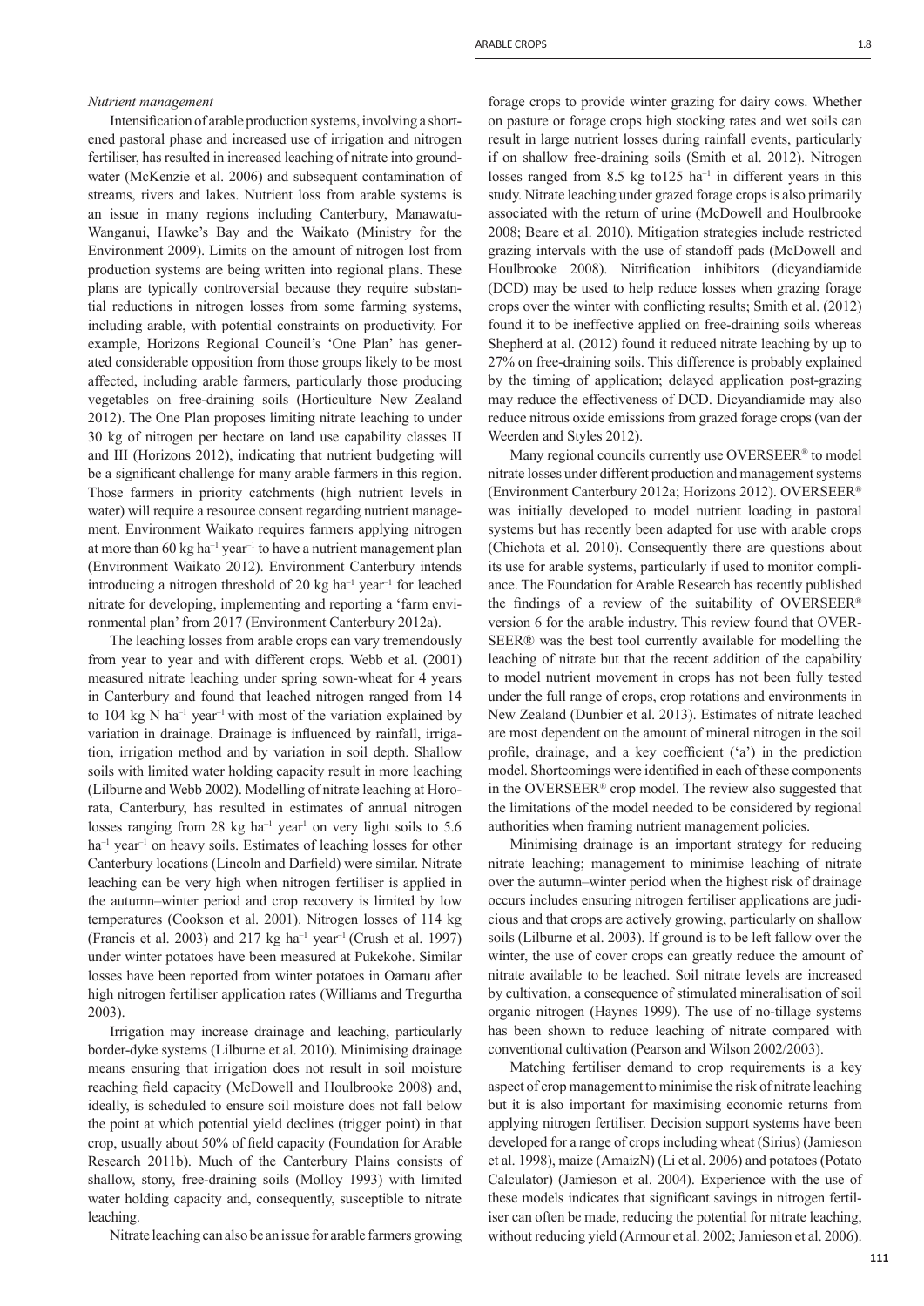*Nutrient management*

Intensification of arable production systems, involving a shortened pastoral phase and increased use of irrigation and nitrogen fertiliser, has resulted in increased leaching of nitrate into groundwater (McKenzie et al. 2006) and subsequent contamination of streams, rivers and lakes. Nutrient loss from arable systems is an issue in many regions including Canterbury, Manawatu-Wanganui, Hawke's Bay and the Waikato (Ministry for the Environment 2009). Limits on the amount of nitrogen lost from production systems are being written into regional plans. These plans are typically controversial because they require substantial reductions in nitrogen losses from some farming systems, including arable, with potential constraints on productivity. For example, Horizons Regional Council's 'One Plan' has generated considerable opposition from those groups likely to be most affected, including arable farmers, particularly those producing vegetables on free-draining soils (Horticulture New Zealand 2012). The One Plan proposes limiting nitrate leaching to under 30 kg of nitrogen per hectare on land use capability classes II and III (Horizons 2012), indicating that nutrient budgeting will be a significant challenge for many arable farmers in this region. Those farmers in priority catchments (high nutrient levels in water) will require a resource consent regarding nutrient management. Environment Waikato requires farmers applying nitrogen at more than 60 kg ha$^{-1}$ year$^{-1}$ to have a nutrient management plan (Environment Waikato 2012). Environment Canterbury intends introducing a nitrogen threshold of 20 kg ha$^{-1}$ year$^{-1}$ for leached nitrate for developing, implementing and reporting a 'farm environmental plan' from 2017 (Environment Canterbury 2012a).

The leaching losses from arable crops can vary tremendously from year to year and with different crops. Webb et al. (2001) measured nitrate leaching under spring sown-wheat for 4 years in Canterbury and found that leached nitrogen ranged from 14 to 104 kg N ha$^{-1}$ year$^{-1}$ with most of the variation explained by variation in drainage. Drainage is influenced by rainfall, irrigation, irrigation method and by variation in soil depth. Shallow soils with limited water holding capacity result in more leaching (Lilburne and Webb 2002). Modelling of nitrate leaching at Hororata, Canterbury, has resulted in estimates of annual nitrogen losses ranging from 28 kg ha$^{-1}$ year$^{1}$ on very light soils to 5.6 ha$^{-1}$ year$^{-1}$ on heavy soils. Estimates of leaching losses for other Canterbury locations (Lincoln and Darfield) were similar. Nitrate leaching can be very high when nitrogen fertiliser is applied in the autumn–winter period and crop recovery is limited by low temperatures (Cookson et al. 2001). Nitrogen losses of 114 kg (Francis et al. 2003) and 217 kg ha$^{-1}$ year$^{-1}$ (Crush et al. 1997) under winter potatoes have been measured at Pukekohe. Similar losses have been reported from winter potatoes in Oamaru after high nitrogen fertiliser application rates (Williams and Tregurtha 2003).

Irrigation may increase drainage and leaching, particularly border-dyke systems (Lilburne et al. 2010). Minimising drainage means ensuring that irrigation does not result in soil moisture reaching field capacity (McDowell and Houlbrooke 2008) and, ideally, is scheduled to ensure soil moisture does not fall below the point at which potential yield declines (trigger point) in that crop, usually about 50% of field capacity (Foundation for Arable Research 2011b). Much of the Canterbury Plains consists of shallow, stony, free-draining soils (Molloy 1993) with limited water holding capacity and, consequently, susceptible to nitrate leaching.

Nitrate leaching can also be an issue for arable farmers growing forage crops to provide winter grazing for dairy cows. Whether on pasture or forage crops high stocking rates and wet soils can result in large nutrient losses during rainfall events, particularly if on shallow free-draining soils (Smith et al. 2012). Nitrogen losses ranged from 8.5 kg to125 ha$^{-1}$ in different years in this study. Nitrate leaching under grazed forage crops is also primarily associated with the return of urine (McDowell and Houlbrooke 2008; Beare et al. 2010). Mitigation strategies include restricted grazing intervals with the use of standoff pads (McDowell and Houlbrooke 2008). Nitrification inhibitors (dicyandiamide (DCD) may be used to help reduce losses when grazing forage crops over the winter with conflicting results; Smith et al. (2012) found it to be ineffective applied on free-draining soils whereas Shepherd at al. (2012) found it reduced nitrate leaching by up to 27% on free-draining soils. This difference is probably explained by the timing of application; delayed application post-grazing may reduce the effectiveness of DCD. Dicyandiamide may also reduce nitrous oxide emissions from grazed forage crops (van der Weerden and Styles 2012).

Many regional councils currently use OVERSEER® to model nitrate losses under different production and management systems (Environment Canterbury 2012a; Horizons 2012). OVERSEER® was initially developed to model nutrient loading in pastoral systems but has recently been adapted for use with arable crops (Chichota et al. 2010). Consequently there are questions about its use for arable systems, particularly if used to monitor compliance. The Foundation for Arable Research has recently published the findings of a review of the suitability of OVERSEER® version 6 for the arable industry. This review found that OVERSEER® was the best tool currently available for modelling the leaching of nitrate but that the recent addition of the capability to model nutrient movement in crops has not been fully tested under the full range of crops, crop rotations and environments in New Zealand (Dunbier et al. 2013). Estimates of nitrate leached are most dependent on the amount of mineral nitrogen in the soil profile, drainage, and a key coefficient ('a') in the prediction model. Shortcomings were identified in each of these components in the OVERSEER® crop model. The review also suggested that the limitations of the model needed to be considered by regional authorities when framing nutrient management policies.

Minimising drainage is an important strategy for reducing nitrate leaching; management to minimise leaching of nitrate over the autumn–winter period when the highest risk of drainage occurs includes ensuring nitrogen fertiliser applications are judicious and that crops are actively growing, particularly on shallow soils (Lilburne et al. 2003). If ground is to be left fallow over the winter, the use of cover crops can greatly reduce the amount of nitrate available to be leached. Soil nitrate levels are increased by cultivation, a consequence of stimulated mineralisation of soil organic nitrogen (Haynes 1999). The use of no-tillage systems has been shown to reduce leaching of nitrate compared with conventional cultivation (Pearson and Wilson 2002/2003).

Matching fertiliser demand to crop requirements is a key aspect of crop management to minimise the risk of nitrate leaching but it is also important for maximising economic returns from applying nitrogen fertiliser. Decision support systems have been developed for a range of crops including wheat (Sirius) (Jamieson et al. 1998), maize (AmaizN) (Li et al. 2006) and potatoes (Potato Calculator) (Jamieson et al. 2004). Experience with the use of these models indicates that significant savings in nitrogen fertiliser can often be made, reducing the potential for nitrate leaching, without reducing yield (Armour et al. 2002; Jamieson et al. 2006).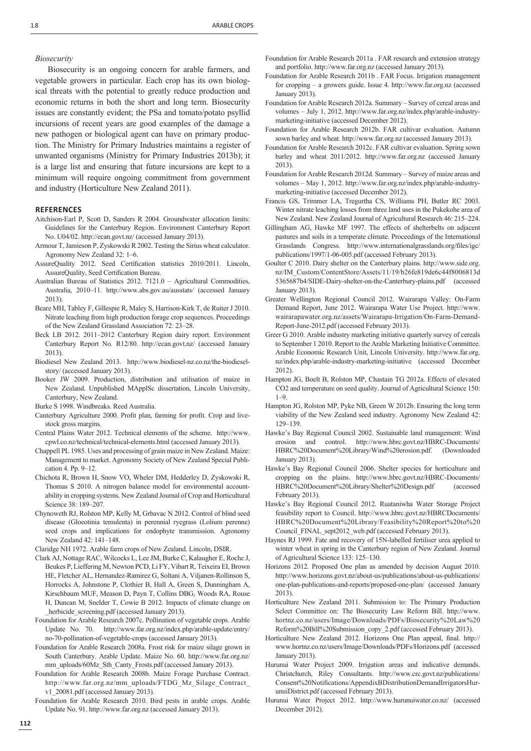*Biosecurity*

Biosecurity is an ongoing concern for arable farmers, and vegetable growers in particular. Each crop has its own biological threats with the potential to greatly reduce production and economic returns in both the short and long term. Biosecurity issues are constantly evident; the PSa and tomato/potato psyllid incursions of recent years are good examples of the damage a new pathogen or biological agent can have on primary production. The Ministry for Primary Industries maintains a register of unwanted organisms (Ministry for Primary Industries 2013b); it is a large list and ensuring that future incursions are kept to a minimum will require ongoing commitment from government and industry (Horticulture New Zealand 2011).

## REFERENCES

Aitchison-Earl P, Scott D, Sanders R 2004. Groundwater allocation limits: Guidelines for the Canterbury Region. Environment Canterbury Report No. U04/02. http://ecan.govt.nz/ (accessed January 2013).

Armour T, Jamieson P, Zyskowski R 2002. Testing the Sirius wheat calculator. Agronomy New Zealand 32: 1–6.

AssureQuality 2012. Seed Certification statistics 2010/2011. Lincoln, AssureQuality, Seed Certification Bureau.

Australian Bureau of Statistics 2012. 7121.0 – Agricultural Commodities, Australia, 2010–11. http://www.abs.gov.au/ausstats/ (accessed January 2013).

Beare MH, Tabley F, Gillespie R, Maley S, Harrison-Kirk T, de Ruiter J 2010. Nitrate leaching from high production forage crop sequences. Proceedings of the New Zealand Grassland Association 72: 23–28.

Beck LB 2012. 2011–2012 Canterbury Region dairy report. Environment Canterbury Report No. R12/80. http://ecan.govt.nz/ (accessed January 2013).

Biodiesel New Zealand 2013. http://www.biodiesel-nz.co.nz/the-biodiesel-story/ (accessed January 2013).

Booker JW 2009. Production, distribution and utilisation of maize in New Zealand. Unpublished MApplSc dissertation, Lincoln University, Canterbury, New Zealand.

Burke S 1998. Windbreaks. Reed Australia.

Canterbury Agriculture 2000. Profit plan, farming for profit. Crop and livestock gross margins.

Central Plains Water 2012. Technical elements of the scheme. http://www.cpwl.co.nz/technical/technical-elements.html (accessed January 2013).

Chappell PL 1985. Uses and processing of grain maize in New Zealand. Maize: Management to market. Agronomy Society of New Zealand Special Publication 4. Pp. 9–12.

Chichota R, Brown H, Snow VO, Wheler DM, Hedderley D, Zyskowski R, Thomas S 2010. A nitrogen balance model for environmental accountability in cropping systems. New Zealand Journal of Crop and Horticultural Science 38: 189–207.

Chynoweth RJ, Rolston MP, Kelly M, Grbavac N 2012. Control of blind seed disease (Gloeotinia temulenta) in perennial ryegrass (Lolium perenne) seed crops and implications for endophyte transmission. Agronomy New Zealand 42: 141–148.

Claridge NH 1972. Arable farm crops of New Zealand. Lincoln, DSIR.

Clark AJ, Nottage RAC, Wilcocks L, Lee JM, Burke C, Kalaugher E, Roche J, Beukes P, Lieffering M, Newton PCD, Li FY, Vibart R, Teixeira EI, Brown HE, Fletcher AL, Hernandez-Ramirez G, Soltani A, Viljanen-Rollinson S, Horrocks A, Johnstone P, Clothier B, Hall A, Green S, Dunningham A, Kirschbaum MUF, Meason D, Payn T, Collins DBG, Woods RA, Rouse H, Duncan M, Snelder T, Cowie B 2012. Impacts of climate change on _herbicide_screening.pdf (accessed January 2013).

Foundation for Arable Research 2007c. Pollination of vegetable crops. Arable Update No. 70. http://www.far.org.nz/index.php/arable-update/entry/no-70-pollination-of-vegetable-crops (accessed January 2013).

Foundation for Arable Research 2008a. Frost risk for maize silage grown in South Canterbury. Arable Update. Maize No. 60. http://www.far.org.nz/mm_uploads/60Mz_Sth_Canty_Frosts.pdf (accessed January 2013).

Foundation for Arable Research 2008b. Maize Forage Purchase Contract. http://www.far.org.nz/mm_uploads/FTDG_Mz_Silage_Contract_v1_20081.pdf (accessed January 2013).

Foundation for Arable Research 2010. Bird pests in arable crops. Arable Update No. 91. http://www.far.org.nz (accessed January 2013).

Foundation for Arable Research 2011a . FAR research and extension strategy and portfolio. http://www.far.org.nz (accessed January 2013).

Foundation for Arable Research 2011b . FAR Focus. Irrigation management for cropping – a growers guide. Issue 4. http://www.far.org.nz (accessed January 2013).

Foundation for Arable Research 2012a. Summary – Survey of cereal areas and volumes – July 1, 2012. http://www.far.org.nz/index.php/arable-industry-marketing-initiative (accessed December 2012).

Foundation for Arable Research 2012b. FAR cultivar evaluation. Autumn sown barley and wheat. http://www.far.org.nz (accessed January 2013).

Foundation for Arable Research 2012c. FAR cultivar evaluation. Spring sown barley and wheat 2011/2012. http://www.far.org.nz (accessed January 2013).

Foundation for Arable Research 2012d. Summary – Survey of maize areas and volumes – May 1, 2012. http://www.far.org.nz/index.php/arable-industry-marketing-initiative (accessed December 2012).

Francis GS, Trimmer LA, Tregurtha CS, Williams PH, Butler RC 2003. Winter nitrate leaching losses from three land uses in the Pukekohe area of New Zealand. New Zealand Journal of Agricultural Research 46: 215–224.

Gillingham AG, Hawke MF 1997. The effects of shelterbelts on adjacent pastures and soils in a temperate climate. Proceedings of the International Grasslands Congress. http://www.internationalgrasslands.org/files/igc/publications/1997/1-06-005.pdf (accessed February 2013).

Goulter C 2010. Dairy shelter on the Canterbury plains. http://www.side.org.nz/IM_Custom/ContentStore/Assets/11/19/b26fe819de6c44f8006813d5365687b4/SIDE-Dairy-shelter-on-the-Canterbury-plains.pdf (accessed January 2013).

Greater Wellington Regional Council 2012. Wairarapa Valley: On-Farm Demand Report, June 2012. Wairarapa Water Use Project. http://www.wairarapawater.org.nz/assets/Wairarapa-Irrigation/On-Farm-Demand-Report-June-2012.pdf (accessed February 2013).

Greer G 2010. Arable industry marketing initiative quarterly survey of cereals to September 1 2010. Report to the Arable Marketing Initiative Committee. Arable Economic Research Unit, Lincoln University. http://www.far.org.nz/index.php/arable-industry-marketing-initiative (accessed December 2012).

Hampton JG, Boelt B, Rolston MP, Chastain TG 2012a. Effects of elevated CO2 and temperature on seed quality. Journal of Agricultural Science 150: 1–9.

Hampton JG, Rolston MP, Pyke NB, Green W 2012b. Ensuring the long term viability of the New Zealand seed industry. Agronomy New Zealand 42: 129–139.

Hawke's Bay Regional Council 2002. Sustainable land management: Wind erosion and control. http://www.hbrc.govt.nz/HBRC-Documents/HBRC%20Document%20Library/Wind%20erosion.pdf. (Downloaded January 2013).

Hawke's Bay Regional Council 2006. Shelter species for horticulture and cropping on the plains. http://www.hbrc.govt.nz/HBRC-Documents/HBRC%20Document%20Library/Shelter%20Design.pdf (accessed February 2013).

Hawke's Bay Regional Council 2012. Ruataniwha Water Storage Project feasibility report to Council. http://www.hbrc.govt.nz/HBRCDocuments/HBRC%20Document%20Library/Feasibility%20Report%20to%20Council_FINAL_sept2012_web.pdf (accessed February 2013).

Haynes RJ 1999. Fate and recovery of 15N-labelled fertiliser urea applied to winter wheat in spring in the Canterbury region of New Zealand. Journal of Agricultural Science 133: 125–130.

Horizons 2012. Proposed One plan as amended by decision August 2010. http://www.horizons.govt.nz/about-us/publications/about-us-publications/one-plan-publications-and-reports/proposed-one-plan/ (accessed January 2013).

Horticulture New Zealand 2011. Submission to: The Primary Production Select Committee on: The Biosecurity Law Reform Bill. http://www.hortnz.co.nz/users/Image/Downloads/PDFs/Biosecurity%20Law%20Reform%20Bill%20Submission_copy_2.pdf (accessed February 2013).

Horticulture New Zealand 2012. Horizons One Plan appeal, final. http://www.hortnz.co.nz/users/Image/Downloads/PDFs/Horizons.pdf (accessed January 2013).

Hurunui Water Project 2009. Irrigation areas and indicative demands. Christchurch, Riley Consultants. http://www.crc.govt.nz/publications/Consent%20Notifications/AppendixBDistributionDemandIrrigatorsHurunuiDistrict.pdf (accessed February 2013).

Hurunui Water Project 2012. http://www.hurunuiwater.co.nz/ (accessed December 2012).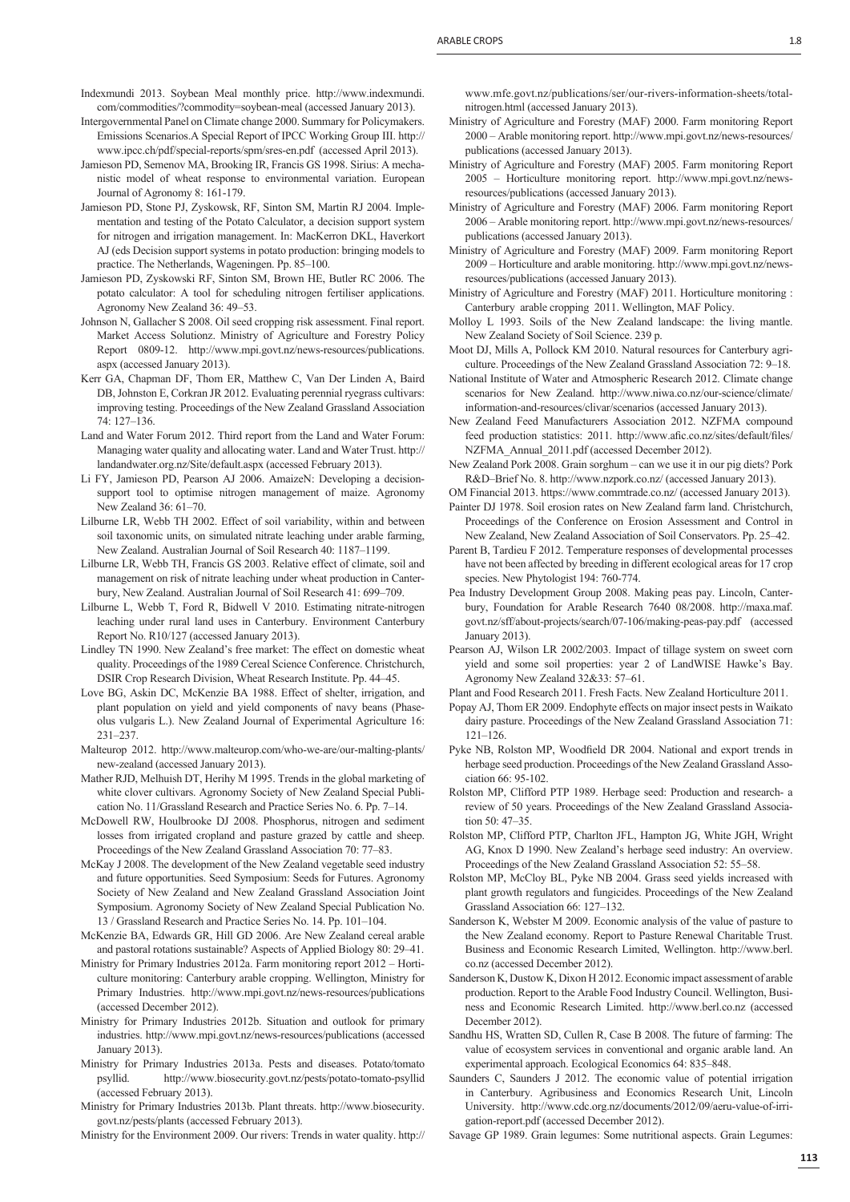Indexmundi 2013. Soybean Meal monthly price. http://www.indexmundi.com/commodities/?commodity=soybean-meal (accessed January 2013).

Intergovernmental Panel on Climate change 2000. Summary for Policymakers. Emissions Scenarios.A Special Report of IPCC Working Group III. http://www.ipcc.ch/pdf/special-reports/spm/sres-en.pdf (accessed April 2013).

Jamieson PD, Semenov MA, Brooking IR, Francis GS 1998. Sirius: A mechanistic model of wheat response to environmental variation. European Journal of Agronomy 8: 161-179.

Jamieson PD, Stone PJ, Zyskowsk, RF, Sinton SM, Martin RJ 2004. Implementation and testing of the Potato Calculator, a decision support system for nitrogen and irrigation management. In: MacKerron DKL, Haverkort AJ (eds Decision support systems in potato production: bringing models to practice. The Netherlands, Wageningen. Pp. 85–100.

Jamieson PD, Zyskowski RF, Sinton SM, Brown HE, Butler RC 2006. The potato calculator: A tool for scheduling nitrogen fertiliser applications. Agronomy New Zealand 36: 49–53.

Johnson N, Gallacher S 2008. Oil seed cropping risk assessment. Final report. Market Access Solutionz. Ministry of Agriculture and Forestry Policy Report 0809-12. http://www.mpi.govt.nz/news-resources/publications.aspx (accessed January 2013).

Kerr GA, Chapman DF, Thom ER, Matthew C, Van Der Linden A, Baird DB, Johnston E, Corkran JR 2012. Evaluating perennial ryegrass cultivars: improving testing. Proceedings of the New Zealand Grassland Association 74: 127–136.

Land and Water Forum 2012. Third report from the Land and Water Forum: Managing water quality and allocating water. Land and Water Trust. http://landandwater.org.nz/Site/default.aspx (accessed February 2013).

Li FY, Jamieson PD, Pearson AJ 2006. AmaizeN: Developing a decision-support tool to optimise nitrogen management of maize. Agronomy New Zealand 36: 61–70.

Lilburne LR, Webb TH 2002. Effect of soil variability, within and between soil taxonomic units, on simulated nitrate leaching under arable farming, New Zealand. Australian Journal of Soil Research 40: 1187–1199.

Lilburne LR, Webb TH, Francis GS 2003. Relative effect of climate, soil and management on risk of nitrate leaching under wheat production in Canterbury, New Zealand. Australian Journal of Soil Research 41: 699–709.

Lilburne L, Webb T, Ford R, Bidwell V 2010. Estimating nitrate-nitrogen leaching under rural land uses in Canterbury. Environment Canterbury Report No. R10/127 (accessed January 2013).

Lindley TN 1990. New Zealand's free market: The effect on domestic wheat quality. Proceedings of the 1989 Cereal Science Conference. Christchurch, DSIR Crop Research Division, Wheat Research Institute. Pp. 44–45.

Love BG, Askin DC, McKenzie BA 1988. Effect of shelter, irrigation, and plant population on yield and yield components of navy beans (Phaseolus vulgaris L.). New Zealand Journal of Experimental Agriculture 16: 231–237.

Malteurop 2012. http://www.malteurop.com/who-we-are/our-malting-plants/new-zealand (accessed January 2013).

Mather RJD, Melhuish DT, Herihy M 1995. Trends in the global marketing of white clover cultivars. Agronomy Society of New Zealand Special Publication No. 11/Grassland Research and Practice Series No. 6. Pp. 7–14.

McDowell RW, Houlbrooke DJ 2008. Phosphorus, nitrogen and sediment losses from irrigated cropland and pasture grazed by cattle and sheep. Proceedings of the New Zealand Grassland Association 70: 77–83.

McKay J 2008. The development of the New Zealand vegetable seed industry and future opportunities. Seed Symposium: Seeds for Futures. Agronomy Society of New Zealand and New Zealand Grassland Association Joint Symposium. Agronomy Society of New Zealand Special Publication No. 13 / Grassland Research and Practice Series No. 14. Pp. 101–104.

McKenzie BA, Edwards GR, Hill GD 2006. Are New Zealand cereal arable and pastoral rotations sustainable? Aspects of Applied Biology 80: 29–41.

Ministry for Primary Industries 2012a. Farm monitoring report 2012 – Horticulture monitoring: Canterbury arable cropping. Wellington, Ministry for Primary Industries. http://www.mpi.govt.nz/news-resources/publications (accessed December 2012).

Ministry for Primary Industries 2012b. Situation and outlook for primary industries. http://www.mpi.govt.nz/news-resources/publications (accessed January 2013).

Ministry for Primary Industries 2013a. Pests and diseases. Potato/tomato psyllid. http://www.biosecurity.govt.nz/pests/potato-tomato-psyllid (accessed February 2013).

Ministry for Primary Industries 2013b. Plant threats. http://www.biosecurity.govt.nz/pests/plants (accessed February 2013).

Ministry for the Environment 2009. Our rivers: Trends in water quality. http://www.mfe.govt.nz/publications/ser/our-rivers-information-sheets/total-nitrogen.html (accessed January 2013).

Ministry of Agriculture and Forestry (MAF) 2000. Farm monitoring Report 2000 – Arable monitoring report. http://www.mpi.govt.nz/news-resources/publications (accessed January 2013).

Ministry of Agriculture and Forestry (MAF) 2005. Farm monitoring Report 2005 – Horticulture monitoring report. http://www.mpi.govt.nz/news-resources/publications (accessed January 2013).

Ministry of Agriculture and Forestry (MAF) 2006. Farm monitoring Report 2006 – Arable monitoring report. http://www.mpi.govt.nz/news-resources/publications (accessed January 2013).

Ministry of Agriculture and Forestry (MAF) 2009. Farm monitoring Report 2009 – Horticulture and arable monitoring. http://www.mpi.govt.nz/news-resources/publications (accessed January 2013).

Ministry of Agriculture and Forestry (MAF) 2011. Horticulture monitoring : Canterbury arable cropping 2011. Wellington, MAF Policy.

Molloy L 1993. Soils of the New Zealand landscape: the living mantle. New Zealand Society of Soil Science. 239 p.

Moot DJ, Mills A, Pollock KM 2010. Natural resources for Canterbury agriculture. Proceedings of the New Zealand Grassland Association 72: 9–18.

National Institute of Water and Atmospheric Research 2012. Climate change scenarios for New Zealand. http://www.niwa.co.nz/our-science/climate/information-and-resources/clivar/scenarios (accessed January 2013).

New Zealand Feed Manufacturers Association 2012. NZFMA compound feed production statistics: 2011. http://www.afic.co.nz/sites/default/files/NZFMA_Annual_2011.pdf (accessed December 2012).

New Zealand Pork 2008. Grain sorghum – can we use it in our pig diets? Pork R&D–Brief No. 8. http://www.nzpork.co.nz/ (accessed January 2013).

OM Financial 2013. https://www.commtrade.co.nz/ (accessed January 2013).

Painter DJ 1978. Soil erosion rates on New Zealand farm land. Christchurch, Proceedings of the Conference on Erosion Assessment and Control in New Zealand, New Zealand Association of Soil Conservators. Pp. 25–42.

Parent B, Tardieu F 2012. Temperature responses of developmental processes have not been affected by breeding in different ecological areas for 17 crop species. New Phytologist 194: 760-774.

Pea Industry Development Group 2008. Making peas pay. Lincoln, Canterbury, Foundation for Arable Research 7640 08/2008. http://maxa.maf.govt.nz/sff/about-projects/search/07-106/making-peas-pay.pdf (accessed January 2013).

Pearson AJ, Wilson LR 2002/2003. Impact of tillage system on sweet corn yield and some soil properties: year 2 of LandWISE Hawke's Bay. Agronomy New Zealand 32&33: 57–61.

Plant and Food Research 2011. Fresh Facts. New Zealand Horticulture 2011.

Popay AJ, Thom ER 2009. Endophyte effects on major insect pests in Waikato dairy pasture. Proceedings of the New Zealand Grassland Association 71: 121–126.

Pyke NB, Rolston MP, Woodfield DR 2004. National and export trends in herbage seed production. Proceedings of the New Zealand Grassland Association 66: 95-102.

Rolston MP, Clifford PTP 1989. Herbage seed: Production and research- a review of 50 years. Proceedings of the New Zealand Grassland Association 50: 47–35.

Rolston MP, Clifford PTP, Charlton JFL, Hampton JG, White JGH, Wright AG, Knox D 1990. New Zealand's herbage seed industry: An overview. Proceedings of the New Zealand Grassland Association 52: 55–58.

Rolston MP, McCloy BL, Pyke NB 2004. Grass seed yields increased with plant growth regulators and fungicides. Proceedings of the New Zealand Grassland Association 66: 127–132.

Sanderson K, Webster M 2009. Economic analysis of the value of pasture to the New Zealand economy. Report to Pasture Renewal Charitable Trust. Business and Economic Research Limited, Wellington. http://www.berl.co.nz (accessed December 2012).

Sanderson K, Dustow K, Dixon H 2012. Economic impact assessment of arable production. Report to the Arable Food Industry Council. Wellington, Business and Economic Research Limited. http://www.berl.co.nz (accessed December 2012).

Sandhu HS, Wratten SD, Cullen R, Case B 2008. The future of farming: The value of ecosystem services in conventional and organic arable land. An experimental approach. Ecological Economics 64: 835–848.

Saunders C, Saunders J 2012. The economic value of potential irrigation in Canterbury. Agribusiness and Economics Research Unit, Lincoln University. http://www.cdc.org.nz/documents/2012/09/aeru-value-of-irrigation-report.pdf (accessed December 2012).

Savage GP 1989. Grain legumes: Some nutritional aspects. Grain Legumes: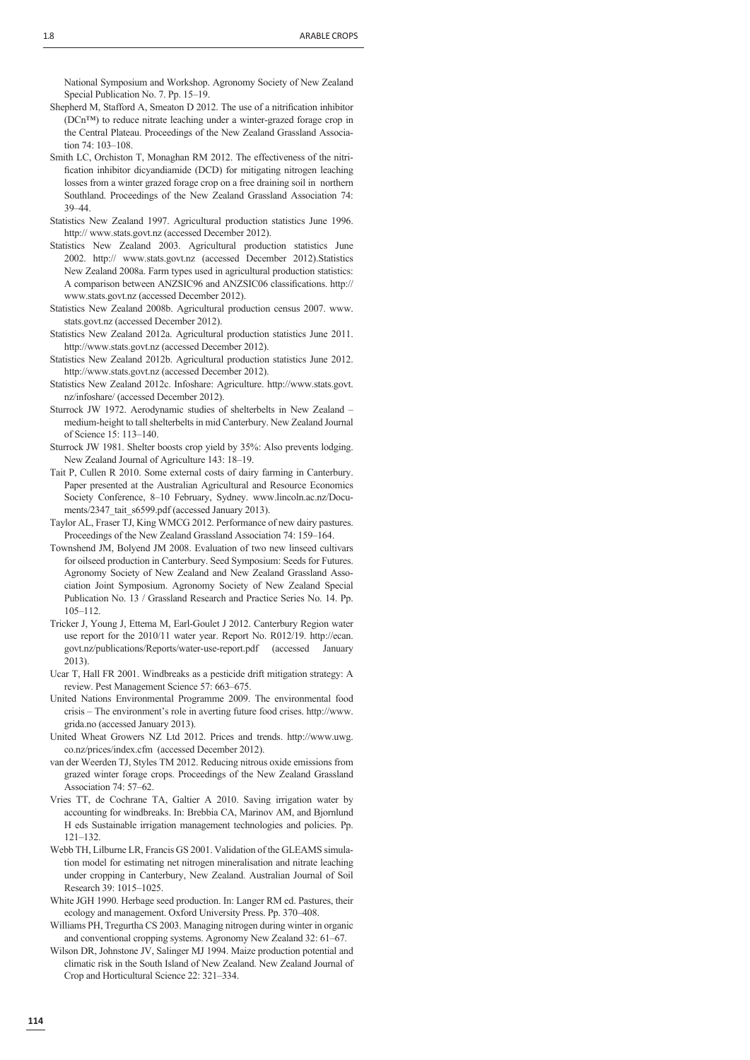National Symposium and Workshop. Agronomy Society of New Zealand Special Publication No. 7. Pp. 15–19.

Shepherd M, Stafford A, Smeaton D 2012. The use of a nitrification inhibitor (DCn™) to reduce nitrate leaching under a winter-grazed forage crop in the Central Plateau. Proceedings of the New Zealand Grassland Association 74: 103–108.

Smith LC, Orchiston T, Monaghan RM 2012. The effectiveness of the nitrification inhibitor dicyandiamide (DCD) for mitigating nitrogen leaching losses from a winter grazed forage crop on a free draining soil in northern Southland. Proceedings of the New Zealand Grassland Association 74: 39–44.

Statistics New Zealand 1997. Agricultural production statistics June 1996. http:// www.stats.govt.nz (accessed December 2012).

Statistics New Zealand 2003. Agricultural production statistics June 2002. http:// www.stats.govt.nz (accessed December 2012).Statistics New Zealand 2008a. Farm types used in agricultural production statistics: A comparison between ANZSIC96 and ANZSIC06 classifications. http:// www.stats.govt.nz (accessed December 2012).

Statistics New Zealand 2008b. Agricultural production census 2007. www.stats.govt.nz (accessed December 2012).

Statistics New Zealand 2012a. Agricultural production statistics June 2011. http://www.stats.govt.nz (accessed December 2012).

Statistics New Zealand 2012b. Agricultural production statistics June 2012. http://www.stats.govt.nz (accessed December 2012).

Statistics New Zealand 2012c. Infoshare: Agriculture. http://www.stats.govt.nz/infoshare/ (accessed December 2012).

Sturrock JW 1972. Aerodynamic studies of shelterbelts in New Zealand – medium-height to tall shelterbelts in mid Canterbury. New Zealand Journal of Science 15: 113–140.

Sturrock JW 1981. Shelter boosts crop yield by 35%: Also prevents lodging. New Zealand Journal of Agriculture 143: 18–19.

Tait P, Cullen R 2010. Some external costs of dairy farming in Canterbury. Paper presented at the Australian Agricultural and Resource Economics Society Conference, 8–10 February, Sydney. www.lincoln.ac.nz/Documents/2347_tait_s6599.pdf (accessed January 2013).

Taylor AL, Fraser TJ, King WMCG 2012. Performance of new dairy pastures. Proceedings of the New Zealand Grassland Association 74: 159–164.

Townshend JM, Bolyend JM 2008. Evaluation of two new linseed cultivars for oilseed production in Canterbury. Seed Symposium: Seeds for Futures. Agronomy Society of New Zealand and New Zealand Grassland Association Joint Symposium. Agronomy Society of New Zealand Special Publication No. 13 / Grassland Research and Practice Series No. 14. Pp. 105–112.

Tricker J, Young J, Ettema M, Earl-Goulet J 2012. Canterbury Region water use report for the 2010/11 water year. Report No. R012/19. http://ecan.govt.nz/publications/Reports/water-use-report.pdf (accessed January 2013).

Ucar T, Hall FR 2001. Windbreaks as a pesticide drift mitigation strategy: A review. Pest Management Science 57: 663–675.

United Nations Environmental Programme 2009. The environmental food crisis – The environment's role in averting future food crises. http://www.grida.no (accessed January 2013).

United Wheat Growers NZ Ltd 2012. Prices and trends. http://www.uwg.co.nz/prices/index.cfm (accessed December 2012).

van der Weerden TJ, Styles TM 2012. Reducing nitrous oxide emissions from grazed winter forage crops. Proceedings of the New Zealand Grassland Association 74: 57–62.

Vries TT, de Cochrane TA, Galtier A 2010. Saving irrigation water by accounting for windbreaks. In: Brebbia CA, Marinov AM, and Bjornlund H eds Sustainable irrigation management technologies and policies. Pp. 121–132.

Webb TH, Lilburne LR, Francis GS 2001. Validation of the GLEAMS simulation model for estimating net nitrogen mineralisation and nitrate leaching under cropping in Canterbury, New Zealand. Australian Journal of Soil Research 39: 1015–1025.

White JGH 1990. Herbage seed production. In: Langer RM ed. Pastures, their ecology and management. Oxford University Press. Pp. 370–408.

Williams PH, Tregurtha CS 2003. Managing nitrogen during winter in organic and conventional cropping systems. Agronomy New Zealand 32: 61–67.

Wilson DR, Johnstone JV, Salinger MJ 1994. Maize production potential and climatic risk in the South Island of New Zealand. New Zealand Journal of Crop and Horticultural Science 22: 321–334.